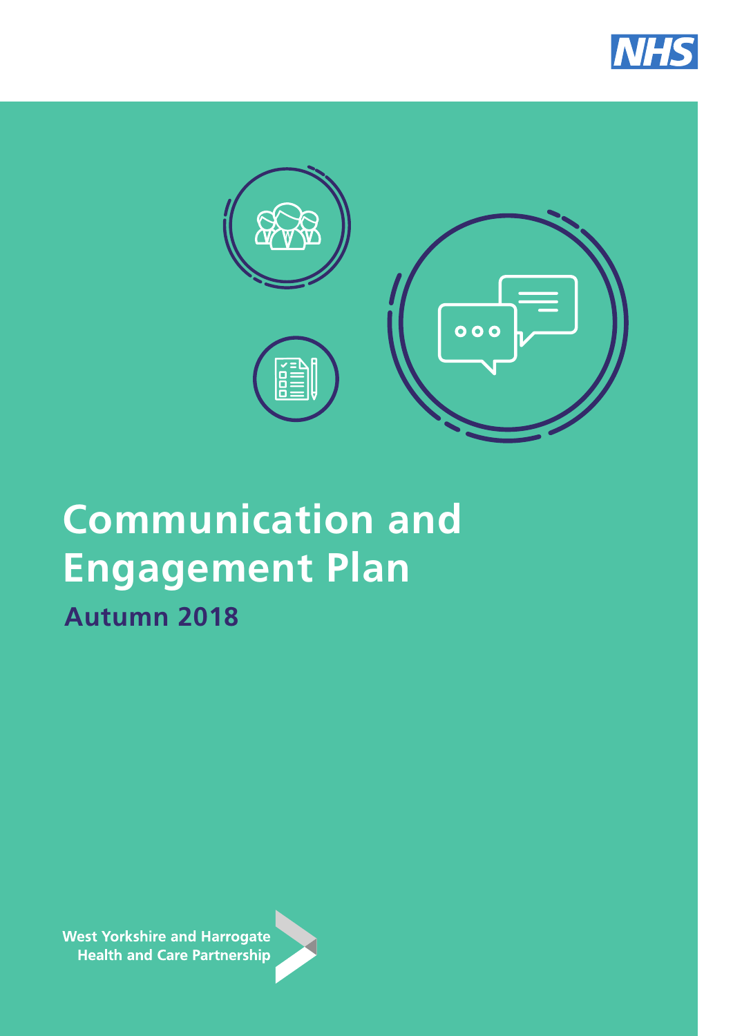NHS

# Communication and Engagement Plan

## Autumn 2018

West Yorkshire and Harrogate
Health and Care Partnership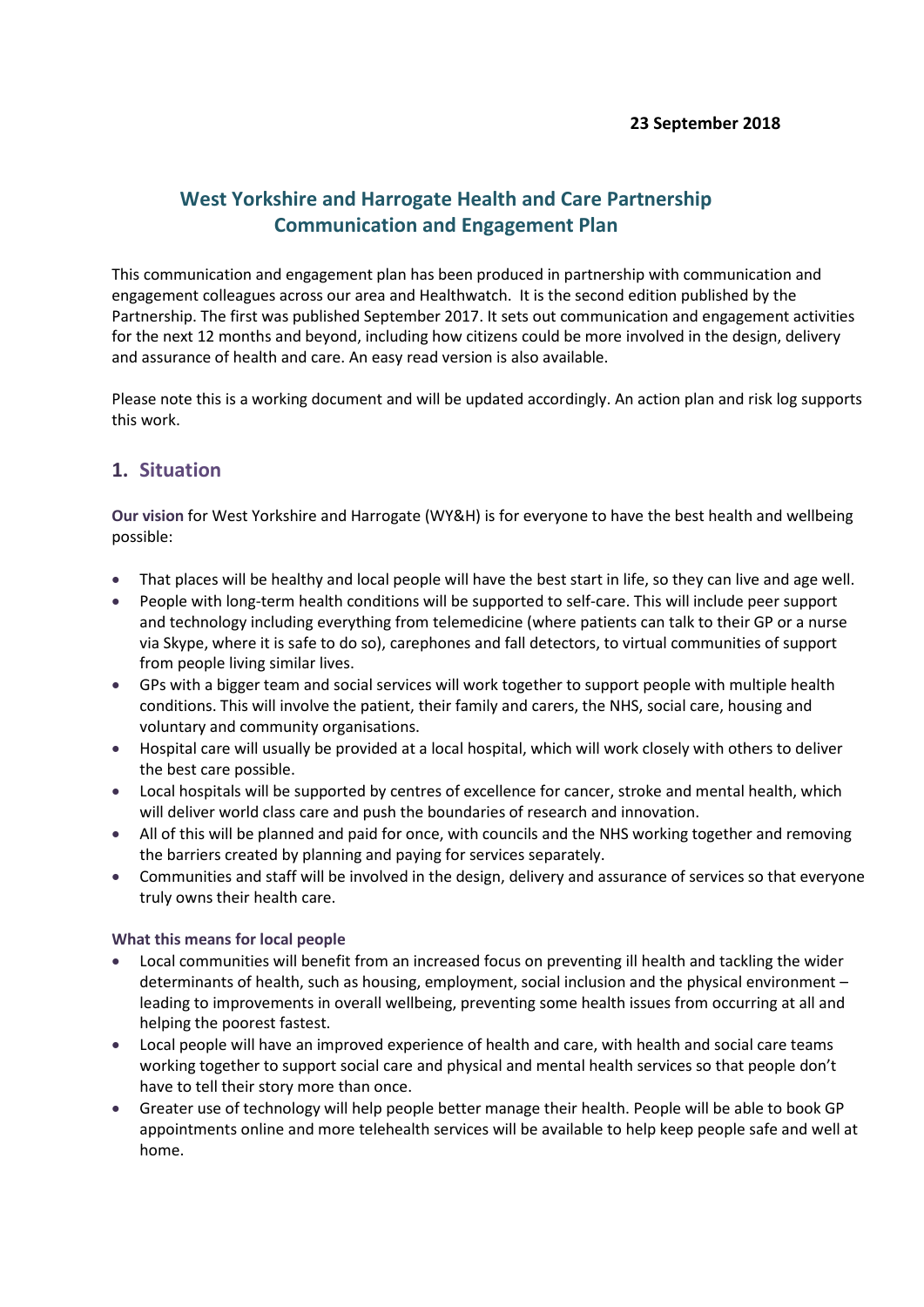**23 September 2018**

# West Yorkshire and Harrogate Health and Care Partnership Communication and Engagement Plan

This communication and engagement plan has been produced in partnership with communication and engagement colleagues across our area and Healthwatch. It is the second edition published by the Partnership. The first was published September 2017. It sets out communication and engagement activities for the next 12 months and beyond, including how citizens could be more involved in the design, delivery and assurance of health and care. An easy read version is also available.

Please note this is a working document and will be updated accordingly. An action plan and risk log supports this work.

## 1. Situation

**Our vision** for West Yorkshire and Harrogate (WY&H) is for everyone to have the best health and wellbeing possible:

- That places will be healthy and local people will have the best start in life, so they can live and age well.
- People with long-term health conditions will be supported to self-care. This will include peer support and technology including everything from telemedicine (where patients can talk to their GP or a nurse via Skype, where it is safe to do so), carephones and fall detectors, to virtual communities of support from people living similar lives.
- GPs with a bigger team and social services will work together to support people with multiple health conditions. This will involve the patient, their family and carers, the NHS, social care, housing and voluntary and community organisations.
- Hospital care will usually be provided at a local hospital, which will work closely with others to deliver the best care possible.
- Local hospitals will be supported by centres of excellence for cancer, stroke and mental health, which will deliver world class care and push the boundaries of research and innovation.
- All of this will be planned and paid for once, with councils and the NHS working together and removing the barriers created by planning and paying for services separately.
- Communities and staff will be involved in the design, delivery and assurance of services so that everyone truly owns their health care.

**What this means for local people**

- Local communities will benefit from an increased focus on preventing ill health and tackling the wider determinants of health, such as housing, employment, social inclusion and the physical environment – leading to improvements in overall wellbeing, preventing some health issues from occurring at all and helping the poorest fastest.
- Local people will have an improved experience of health and care, with health and social care teams working together to support social care and physical and mental health services so that people don't have to tell their story more than once.
- Greater use of technology will help people better manage their health. People will be able to book GP appointments online and more telehealth services will be available to help keep people safe and well at home.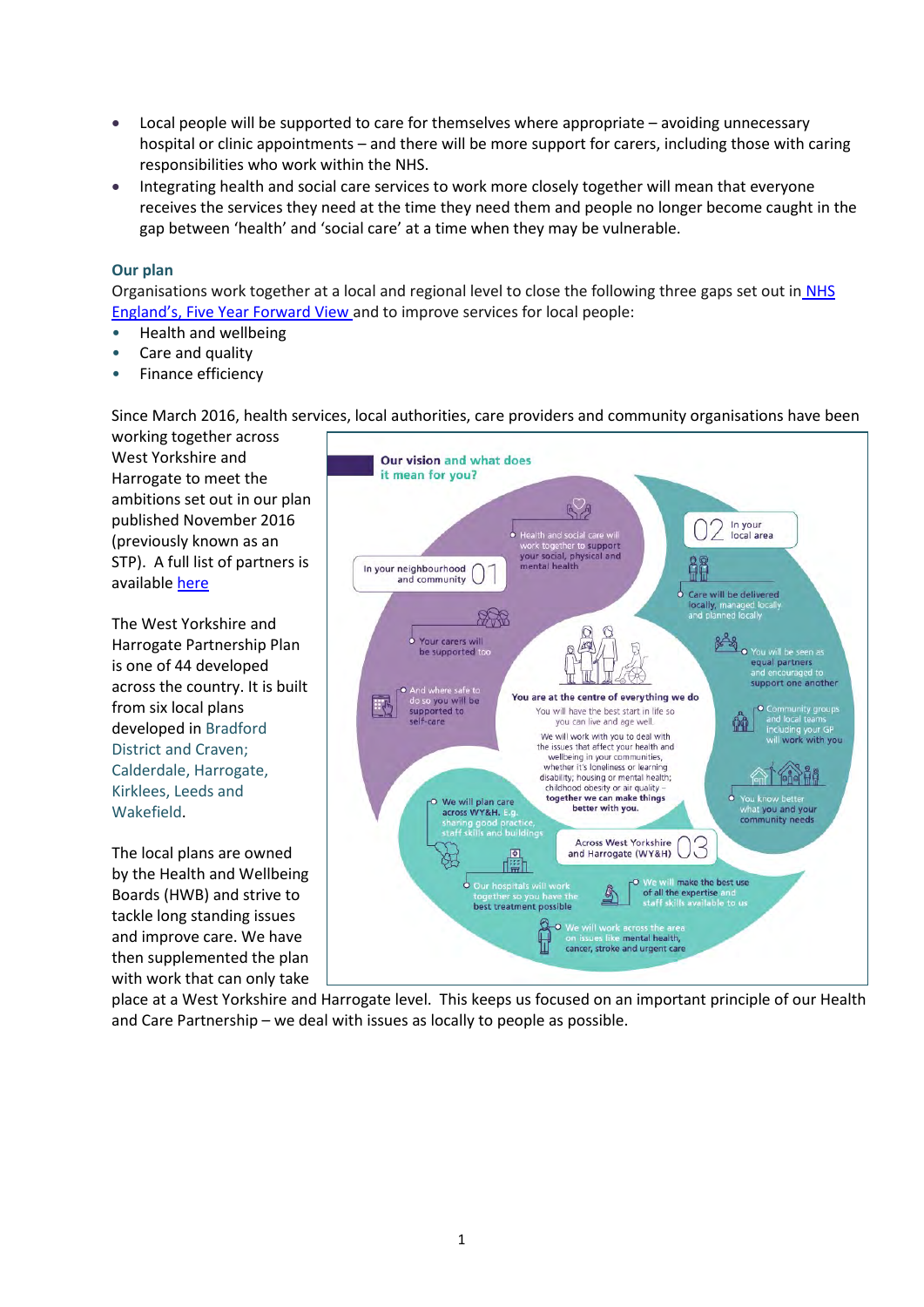- Local people will be supported to care for themselves where appropriate – avoiding unnecessary hospital or clinic appointments – and there will be more support for carers, including those with caring responsibilities who work within the NHS.
- Integrating health and social care services to work more closely together will mean that everyone receives the services they need at the time they need them and people no longer become caught in the gap between 'health' and 'social care' at a time when they may be vulnerable.

### Our plan

Organisations work together at a local and regional level to close the following three gaps set out in [NHS England's, Five Year Forward View](#) and to improve services for local people:

- Health and wellbeing
- Care and quality
- Finance efficiency

Since March 2016, health services, local authorities, care providers and community organisations have been working together across West Yorkshire and Harrogate to meet the ambitions set out in our plan published November 2016 (previously known as an STP). A full list of partners is available [here](#)

The West Yorkshire and Harrogate Partnership Plan is one of 44 developed across the country. It is built from six local plans developed in Bradford District and Craven; Calderdale, Harrogate, Kirklees, Leeds and Wakefield.

The local plans are owned by the Health and Wellbeing Boards (HWB) and strive to tackle long standing issues and improve care. We have then supplemented the plan with work that can only take place at a West Yorkshire and Harrogate level. This keeps us focused on an important principle of our Health and Care Partnership – we deal with issues as locally to people as possible.

**Our vision and what does it mean for you?**

**01 In your neighbourhood and community**

- Health and social care will work together to support your social, physical and mental health
- Your carers will be supported too
- And where safe to do so you will be supported to self-care

**02 In your local area**

- Care will be delivered locally, managed locally and planned locally
- You will be seen as equal partners and encouraged to support one another
- Community groups and local teams including your GP will work with you
- You know better what you and your community needs

**03 Across West Yorkshire and Harrogate (WY&H)**

- We will plan care across WY&H. E.g. sharing good practice, staff skills and buildings
- Our hospitals will work together so you have the best treatment possible
- We will make the best use of all the expertise and staff skills available to us
- We will work across the area on issues like mental health, cancer, stroke and urgent care

**You are at the centre of everything we do**

You will have the best start in life so you can live and age well.

We will work with you to deal with the issues that affect your health and wellbeing in your communities, whether it's loneliness or learning disability; housing or mental health; childhood obesity or air quality – **together we can make things better with you.**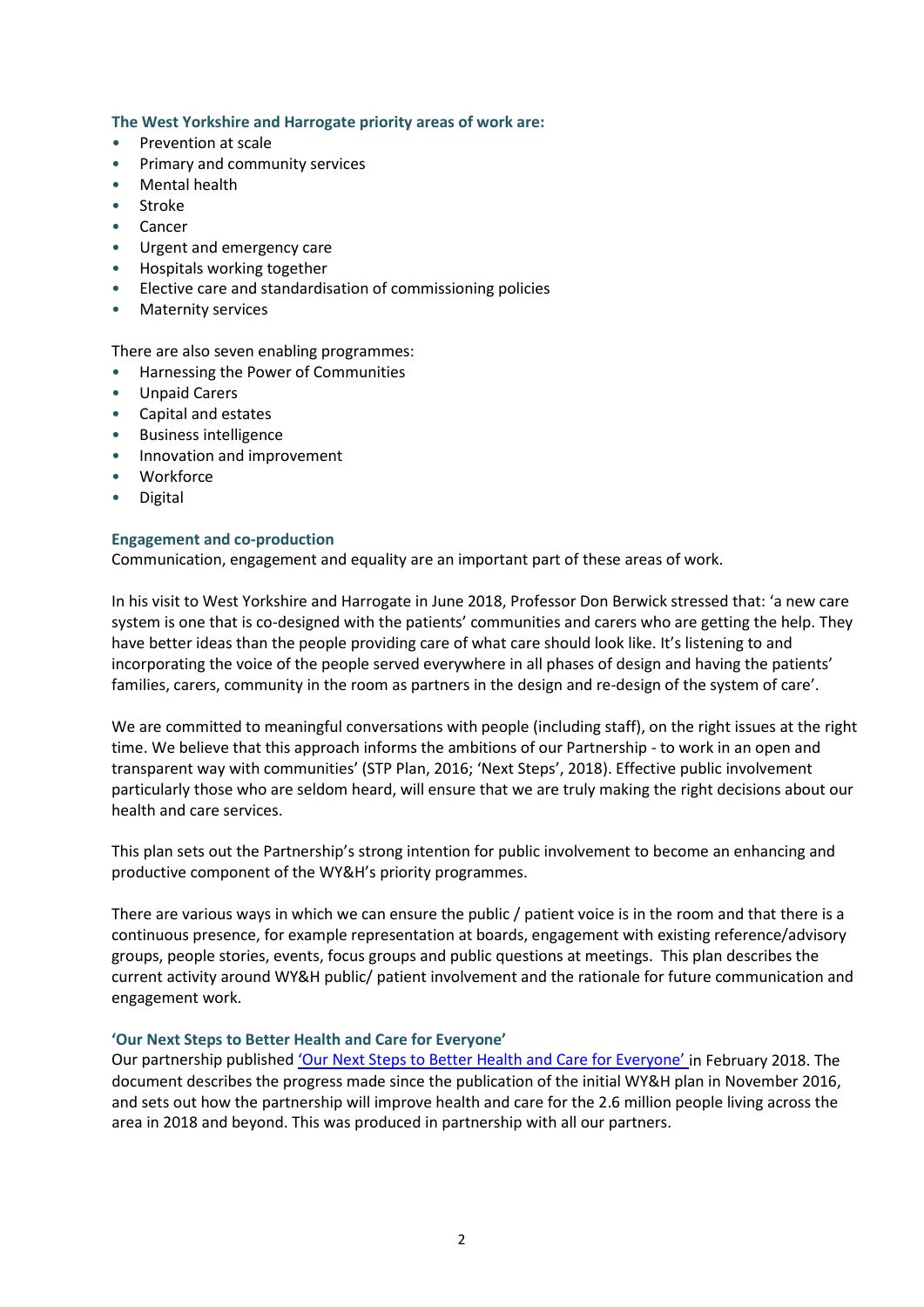### The West Yorkshire and Harrogate priority areas of work are:

- Prevention at scale
- Primary and community services
- Mental health
- Stroke
- Cancer
- Urgent and emergency care
- Hospitals working together
- Elective care and standardisation of commissioning policies
- Maternity services

There are also seven enabling programmes:

- Harnessing the Power of Communities
- Unpaid Carers
- Capital and estates
- Business intelligence
- Innovation and improvement
- Workforce
- Digital

### Engagement and co-production

Communication, engagement and equality are an important part of these areas of work.

In his visit to West Yorkshire and Harrogate in June 2018, Professor Don Berwick stressed that: 'a new care system is one that is co-designed with the patients' communities and carers who are getting the help. They have better ideas than the people providing care of what care should look like. It's listening to and incorporating the voice of the people served everywhere in all phases of design and having the patients' families, carers, community in the room as partners in the design and re-design of the system of care'.

We are committed to meaningful conversations with people (including staff), on the right issues at the right time. We believe that this approach informs the ambitions of our Partnership - to work in an open and transparent way with communities' (STP Plan, 2016; 'Next Steps', 2018). Effective public involvement particularly those who are seldom heard, will ensure that we are truly making the right decisions about our health and care services.

This plan sets out the Partnership's strong intention for public involvement to become an enhancing and productive component of the WY&H's priority programmes.

There are various ways in which we can ensure the public / patient voice is in the room and that there is a continuous presence, for example representation at boards, engagement with existing reference/advisory groups, people stories, events, focus groups and public questions at meetings. This plan describes the current activity around WY&H public/ patient involvement and the rationale for future communication and engagement work.

### 'Our Next Steps to Better Health and Care for Everyone'

Our partnership published 'Our Next Steps to Better Health and Care for Everyone' in February 2018. The document describes the progress made since the publication of the initial WY&H plan in November 2016, and sets out how the partnership will improve health and care for the 2.6 million people living across the area in 2018 and beyond. This was produced in partnership with all our partners.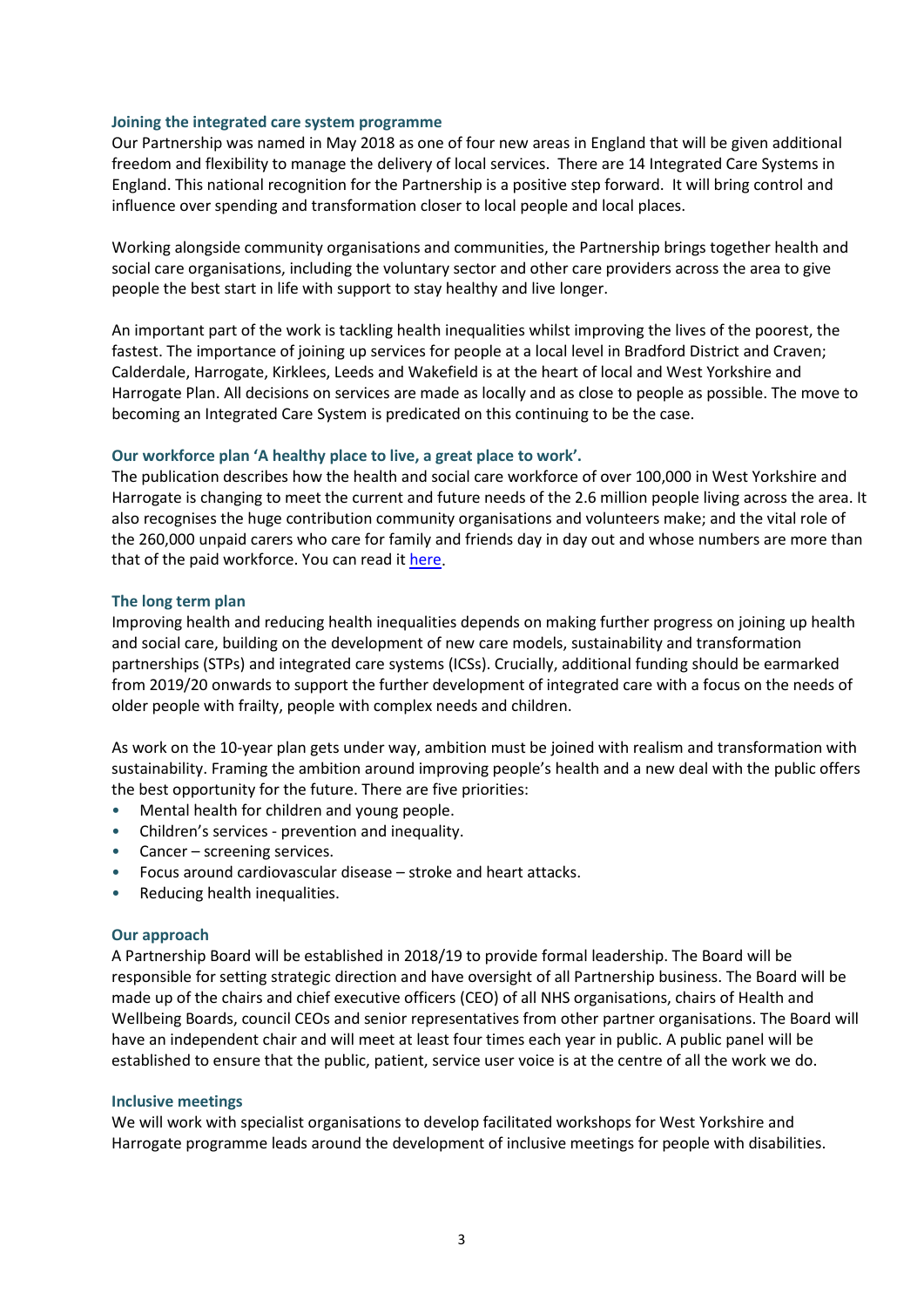### Joining the integrated care system programme

Our Partnership was named in May 2018 as one of four new areas in England that will be given additional freedom and flexibility to manage the delivery of local services. There are 14 Integrated Care Systems in England. This national recognition for the Partnership is a positive step forward. It will bring control and influence over spending and transformation closer to local people and local places.

Working alongside community organisations and communities, the Partnership brings together health and social care organisations, including the voluntary sector and other care providers across the area to give people the best start in life with support to stay healthy and live longer.

An important part of the work is tackling health inequalities whilst improving the lives of the poorest, the fastest. The importance of joining up services for people at a local level in Bradford District and Craven; Calderdale, Harrogate, Kirklees, Leeds and Wakefield is at the heart of local and West Yorkshire and Harrogate Plan. All decisions on services are made as locally and as close to people as possible. The move to becoming an Integrated Care System is predicated on this continuing to be the case.

### Our workforce plan 'A healthy place to live, a great place to work'.

The publication describes how the health and social care workforce of over 100,000 in West Yorkshire and Harrogate is changing to meet the current and future needs of the 2.6 million people living across the area. It also recognises the huge contribution community organisations and volunteers make; and the vital role of the 260,000 unpaid carers who care for family and friends day in day out and whose numbers are more than that of the paid workforce. You can read it here.

### The long term plan

Improving health and reducing health inequalities depends on making further progress on joining up health and social care, building on the development of new care models, sustainability and transformation partnerships (STPs) and integrated care systems (ICSs). Crucially, additional funding should be earmarked from 2019/20 onwards to support the further development of integrated care with a focus on the needs of older people with frailty, people with complex needs and children.

As work on the 10-year plan gets under way, ambition must be joined with realism and transformation with sustainability. Framing the ambition around improving people's health and a new deal with the public offers the best opportunity for the future. There are five priorities:

- Mental health for children and young people.
- Children's services - prevention and inequality.
- Cancer – screening services.
- Focus around cardiovascular disease – stroke and heart attacks.
- Reducing health inequalities.

### Our approach

A Partnership Board will be established in 2018/19 to provide formal leadership. The Board will be responsible for setting strategic direction and have oversight of all Partnership business. The Board will be made up of the chairs and chief executive officers (CEO) of all NHS organisations, chairs of Health and Wellbeing Boards, council CEOs and senior representatives from other partner organisations. The Board will have an independent chair and will meet at least four times each year in public. A public panel will be established to ensure that the public, patient, service user voice is at the centre of all the work we do.

### Inclusive meetings

We will work with specialist organisations to develop facilitated workshops for West Yorkshire and Harrogate programme leads around the development of inclusive meetings for people with disabilities.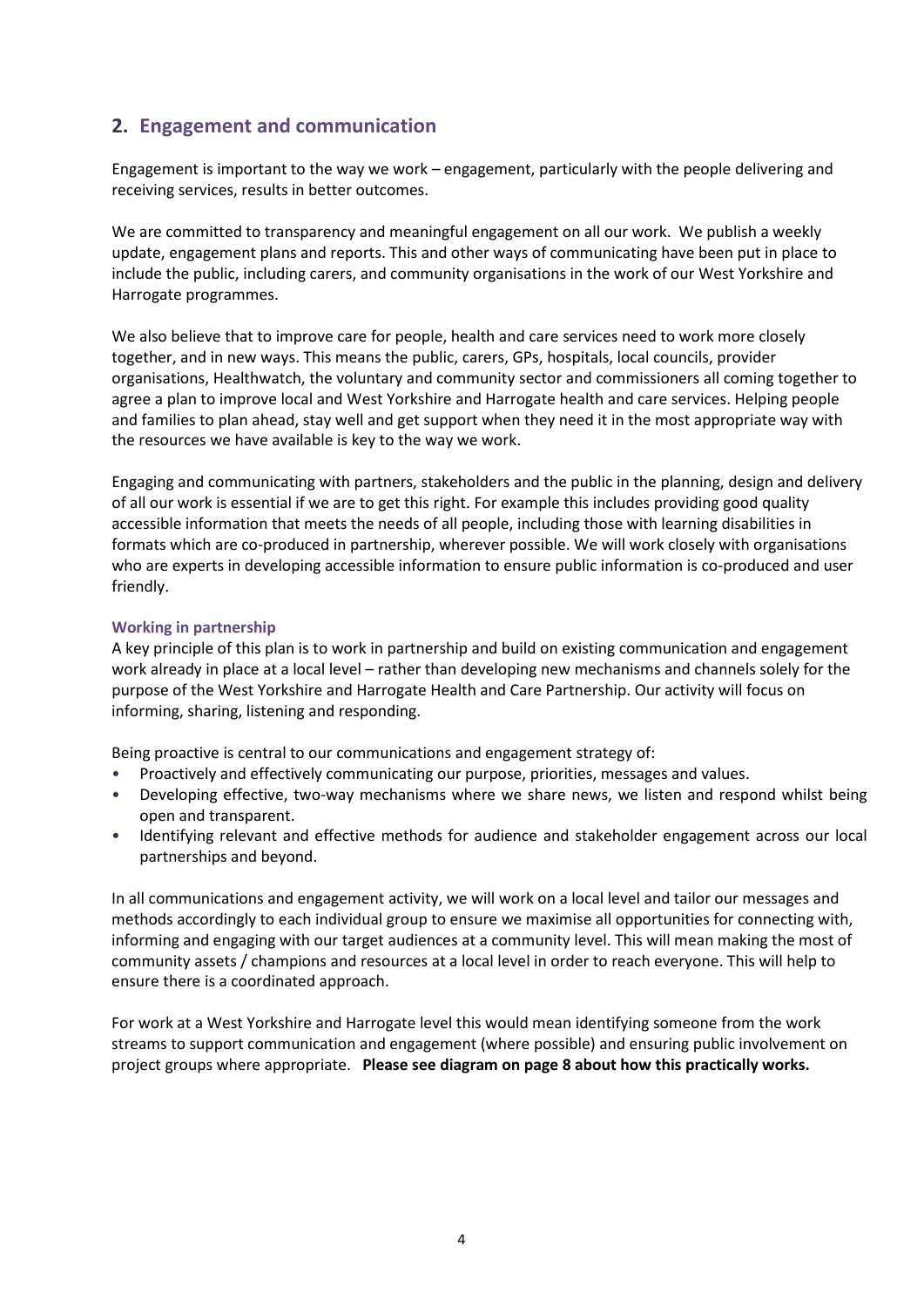## 2. Engagement and communication

Engagement is important to the way we work – engagement, particularly with the people delivering and receiving services, results in better outcomes.

We are committed to transparency and meaningful engagement on all our work. We publish a weekly update, engagement plans and reports. This and other ways of communicating have been put in place to include the public, including carers, and community organisations in the work of our West Yorkshire and Harrogate programmes.

We also believe that to improve care for people, health and care services need to work more closely together, and in new ways. This means the public, carers, GPs, hospitals, local councils, provider organisations, Healthwatch, the voluntary and community sector and commissioners all coming together to agree a plan to improve local and West Yorkshire and Harrogate health and care services. Helping people and families to plan ahead, stay well and get support when they need it in the most appropriate way with the resources we have available is key to the way we work.

Engaging and communicating with partners, stakeholders and the public in the planning, design and delivery of all our work is essential if we are to get this right. For example this includes providing good quality accessible information that meets the needs of all people, including those with learning disabilities in formats which are co-produced in partnership, wherever possible. We will work closely with organisations who are experts in developing accessible information to ensure public information is co-produced and user friendly.

### Working in partnership

A key principle of this plan is to work in partnership and build on existing communication and engagement work already in place at a local level – rather than developing new mechanisms and channels solely for the purpose of the West Yorkshire and Harrogate Health and Care Partnership. Our activity will focus on informing, sharing, listening and responding.

Being proactive is central to our communications and engagement strategy of:

- Proactively and effectively communicating our purpose, priorities, messages and values.
- Developing effective, two-way mechanisms where we share news, we listen and respond whilst being open and transparent.
- Identifying relevant and effective methods for audience and stakeholder engagement across our local partnerships and beyond.

In all communications and engagement activity, we will work on a local level and tailor our messages and methods accordingly to each individual group to ensure we maximise all opportunities for connecting with, informing and engaging with our target audiences at a community level. This will mean making the most of community assets / champions and resources at a local level in order to reach everyone. This will help to ensure there is a coordinated approach.

For work at a West Yorkshire and Harrogate level this would mean identifying someone from the work streams to support communication and engagement (where possible) and ensuring public involvement on project groups where appropriate. **Please see diagram on page 8 about how this practically works.**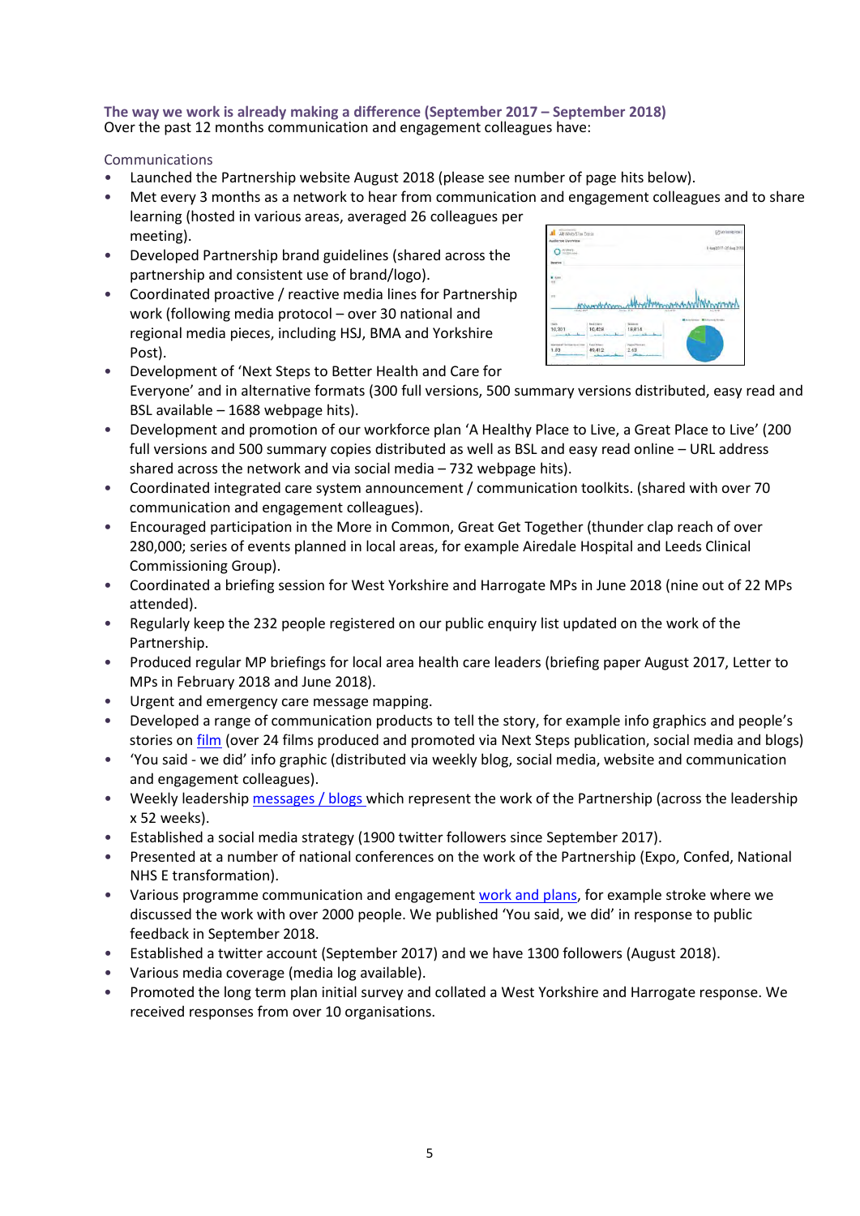### The way we work is already making a difference (September 2017 – September 2018)

Over the past 12 months communication and engagement colleagues have:

#### Communications

- Launched the Partnership website August 2018 (please see number of page hits below).
- Met every 3 months as a network to hear from communication and engagement colleagues and to share learning (hosted in various areas, averaged 26 colleagues per meeting).
- Developed Partnership brand guidelines (shared across the partnership and consistent use of brand/logo).
- Coordinated proactive / reactive media lines for Partnership work (following media protocol – over 30 national and regional media pieces, including HSJ, BMA and Yorkshire Post).
- Development of 'Next Steps to Better Health and Care for Everyone' and in alternative formats (300 full versions, 500 summary versions distributed, easy read and BSL available – 1688 webpage hits).
- Development and promotion of our workforce plan 'A Healthy Place to Live, a Great Place to Live' (200 full versions and 500 summary copies distributed as well as BSL and easy read online – URL address shared across the network and via social media – 732 webpage hits).
- Coordinated integrated care system announcement / communication toolkits. (shared with over 70 communication and engagement colleagues).
- Encouraged participation in the More in Common, Great Get Together (thunder clap reach of over 280,000; series of events planned in local areas, for example Airedale Hospital and Leeds Clinical Commissioning Group).
- Coordinated a briefing session for West Yorkshire and Harrogate MPs in June 2018 (nine out of 22 MPs attended).
- Regularly keep the 232 people registered on our public enquiry list updated on the work of the Partnership.
- Produced regular MP briefings for local area health care leaders (briefing paper August 2017, Letter to MPs in February 2018 and June 2018).
- Urgent and emergency care message mapping.
- Developed a range of communication products to tell the story, for example info graphics and people's stories on film (over 24 films produced and promoted via Next Steps publication, social media and blogs)
- 'You said - we did' info graphic (distributed via weekly blog, social media, website and communication and engagement colleagues).
- Weekly leadership messages / blogs which represent the work of the Partnership (across the leadership x 52 weeks).
- Established a social media strategy (1900 twitter followers since September 2017).
- Presented at a number of national conferences on the work of the Partnership (Expo, Confed, National NHS E transformation).
- Various programme communication and engagement work and plans, for example stroke where we discussed the work with over 2000 people. We published 'You said, we did' in response to public feedback in September 2018.
- Established a twitter account (September 2017) and we have 1300 followers (August 2018).
- Various media coverage (media log available).
- Promoted the long term plan initial survey and collated a West Yorkshire and Harrogate response. We received responses from over 10 organisations.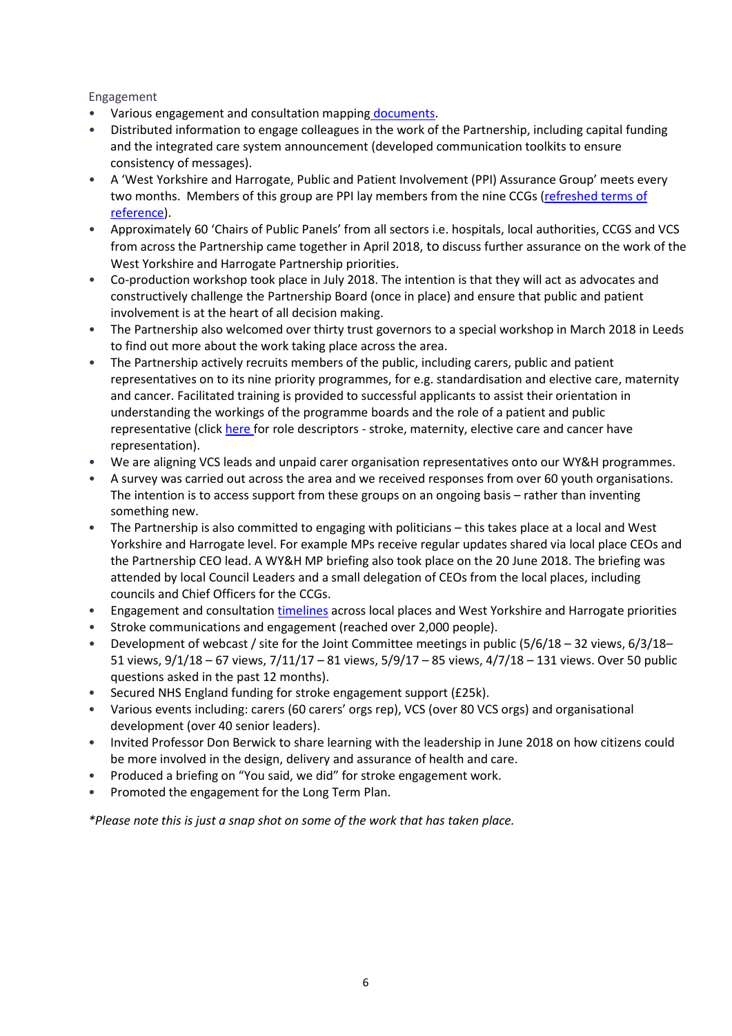## Engagement

- Various engagement and consultation mapping [documents](#).
- Distributed information to engage colleagues in the work of the Partnership, including capital funding and the integrated care system announcement (developed communication toolkits to ensure consistency of messages).
- A 'West Yorkshire and Harrogate, Public and Patient Involvement (PPI) Assurance Group' meets every two months. Members of this group are PPI lay members from the nine CCGs ([refreshed terms of reference](#)).
- Approximately 60 'Chairs of Public Panels' from all sectors i.e. hospitals, local authorities, CCGS and VCS from across the Partnership came together in April 2018, to discuss further assurance on the work of the West Yorkshire and Harrogate Partnership priorities.
- Co-production workshop took place in July 2018. The intention is that they will act as advocates and constructively challenge the Partnership Board (once in place) and ensure that public and patient involvement is at the heart of all decision making.
- The Partnership also welcomed over thirty trust governors to a special workshop in March 2018 in Leeds to find out more about the work taking place across the area.
- The Partnership actively recruits members of the public, including carers, public and patient representatives on to its nine priority programmes, for e.g. standardisation and elective care, maternity and cancer. Facilitated training is provided to successful applicants to assist their orientation in understanding the workings of the programme boards and the role of a patient and public representative (click [here](#) for role descriptors - stroke, maternity, elective care and cancer have representation).
- We are aligning VCS leads and unpaid carer organisation representatives onto our WY&H programmes.
- A survey was carried out across the area and we received responses from over 60 youth organisations. The intention is to access support from these groups on an ongoing basis – rather than inventing something new.
- The Partnership is also committed to engaging with politicians – this takes place at a local and West Yorkshire and Harrogate level. For example MPs receive regular updates shared via local place CEOs and the Partnership CEO lead. A WY&H MP briefing also took place on the 20 June 2018. The briefing was attended by local Council Leaders and a small delegation of CEOs from the local places, including councils and Chief Officers for the CCGs.
- Engagement and consultation [timelines](#) across local places and West Yorkshire and Harrogate priorities
- Stroke communications and engagement (reached over 2,000 people).
- Development of webcast / site for the Joint Committee meetings in public (5/6/18 – 32 views, 6/3/18– 51 views, 9/1/18 – 67 views, 7/11/17 – 81 views, 5/9/17 – 85 views, 4/7/18 – 131 views. Over 50 public questions asked in the past 12 months).
- Secured NHS England funding for stroke engagement support (£25k).
- Various events including: carers (60 carers' orgs rep), VCS (over 80 VCS orgs) and organisational development (over 40 senior leaders).
- Invited Professor Don Berwick to share learning with the leadership in June 2018 on how citizens could be more involved in the design, delivery and assurance of health and care.
- Produced a briefing on "You said, we did" for stroke engagement work.
- Promoted the engagement for the Long Term Plan.

*\*Please note this is just a snap shot on some of the work that has taken place.*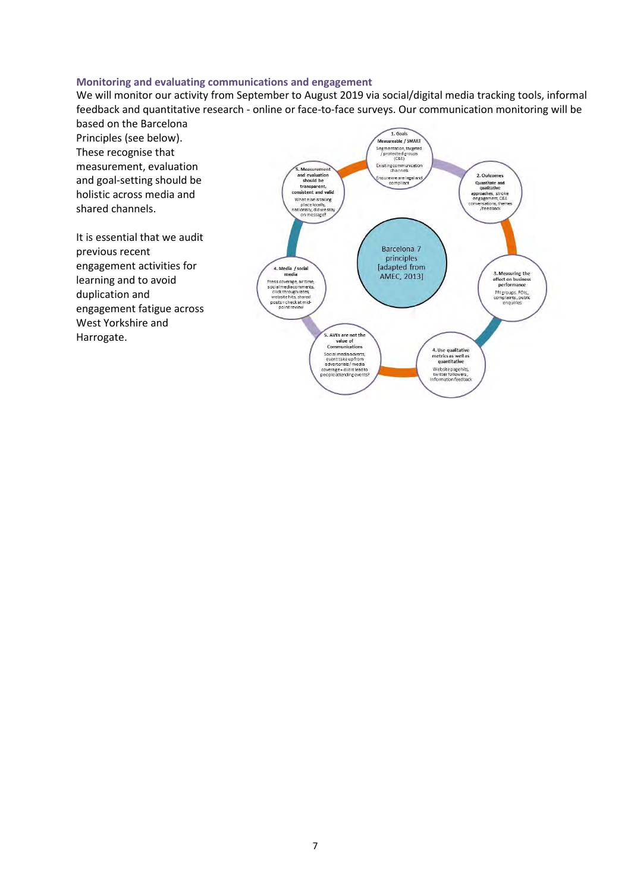### Monitoring and evaluating communications and engagement

We will monitor our activity from September to August 2019 via social/digital media tracking tools, informal feedback and quantitative research - online or face-to-face surveys. Our communication monitoring will be based on the Barcelona Principles (see below). These recognise that measurement, evaluation and goal-setting should be holistic across media and shared channels.

It is essential that we audit previous recent engagement activities for learning and to avoid duplication and engagement fatigue across West Yorkshire and Harrogate.

Barcelona 7 principles [adapted from AMEC, 2013]

**1. Goals Measureable / SMART**
Segmentation, targeted / protected groups (C&E)
Existing communication channels
Ensure we are legal and compliant

**2. Outcomes Quantitate and qualitative approaches**, stroke engagement, C&E conversations, themes /feedback

**3. Measuring the effect on business performance**
PPI groups, FOIs, complaints, public enquiries

**4. Use qualitative metrics as well as quantitative**
Website page hits, twitter followers, information feedback

**5. AVEs are not the value of Communications**
Social media adverts, event take up from advertorials / media coverage = did it lead to people attending events?

**4. Media / social media**
Press coverage, air time, social media comments, click through rates, website hits, shared posts = check at mid-point review

**5. Measurement and evaluation should be transparent, consistent and valid**
What else is taking place locally, nationally, did we stay on message?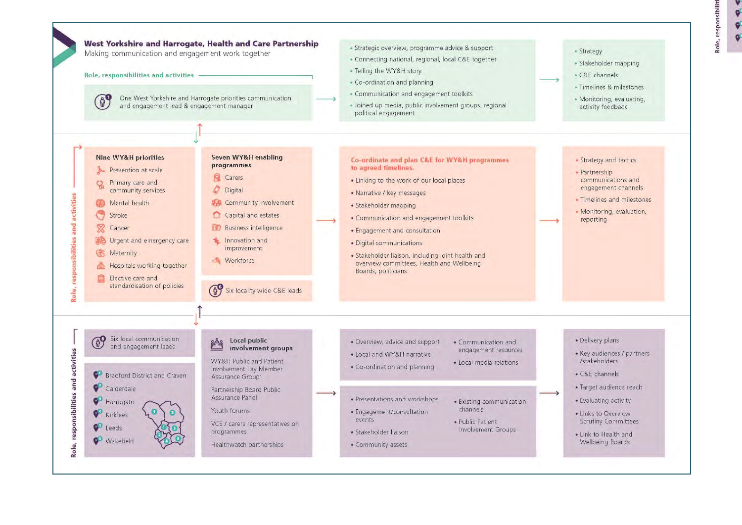# West Yorkshire and Harrogate, Health and Care Partnership

Making communication and engagement work together

## Role, responsibilities and activities

One West Yorkshire and Harrogate priorities communication and engagement lead & engagement manager

- Strategic overview, programme advice & support
- Connecting national, regional, local C&E together
- Telling the WY&H story
- Co-ordination and planning
- Communication and engagement toolkits
- Joined up media, public involvement groups, regional political engagement

- Strategy
- Stakeholder mapping
- C&E channels
- Timelines & milestones
- Monitoring, evaluating, activity feedback

## Role, responsibilities and activities

**Nine WY&H priorities**

- Prevention at scale
- Primary care and community services
- Mental health
- Stroke
- Cancer
- Urgent and emergency care
- Maternity
- Hospitals working together
- Elective care and standardisation of policies

**Seven WY&H enabling programmes**

- Carers
- Digital
- Community involvement
- Capital and estates
- Business intelligence
- Innovation and improvement
- Workforce

Six locality wide C&E leads

**Co-ordinate and plan C&E for WY&H programmes to agreed timelines.**

- Linking to the work of our local places
- Narrative / key messages
- Stakeholder mapping
- Communication and engagement toolkits
- Engagement and consultation
- Digital communications
- Stakeholder liaison, including joint health and overview committees, Health and Wellbeing Boards, politicians

- Strategy and tactics
- Partnership communications and engagement channels
- Timelines and milestones
- Monitoring, evaluation, reporting

## Role, responsibilities and activities

Six local communication and engagement leads

1. Bradford District and Craven
2. Calderdale
3. Harrogate
4. Kirklees
5. Leeds
6. Wakefield

**Local public involvement groups**

- WY&H Public and Patient Involvement Lay Member Assurance Group
- Partnership Board Public Assurance Panel
- Youth forums
- VCS / carers representatives on programmes
- Healthwatch partnerships

- Overview, advice and support
- Local and WY&H narrative
- Co-ordination and planning
- Communication and engagement resources
- Local media relations

- Presentations and workshops
- Engagement/consultation events
- Stakeholder liaison
- Community assets
- Existing communication channels
- Public Patient Involvement Groups

- Delivery plans
- Key audiences / partners /stakeholders
- C&E channels
- Target audience reach
- Evaluating activity
- Links to Overview Scrutiny Committees
- Link to Health and Wellbeing Boards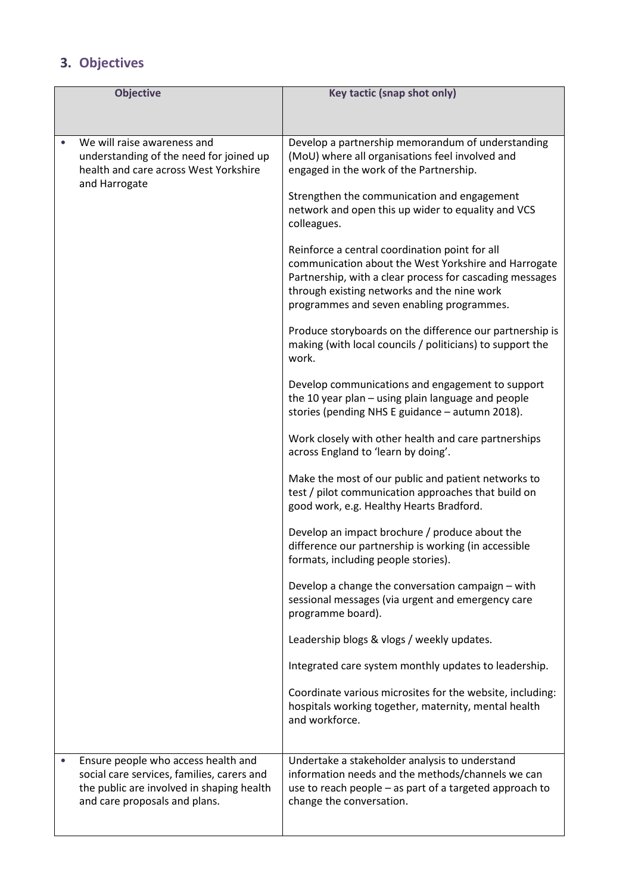## 3. Objectives

| Objective | Key tactic (snap shot only) |
|---|---|
| • We will raise awareness and understanding of the need for joined up health and care across West Yorkshire and Harrogate | Develop a partnership memorandum of understanding (MoU) where all organisations feel involved and engaged in the work of the Partnership.<br><br>Strengthen the communication and engagement network and open this up wider to equality and VCS colleagues.<br><br>Reinforce a central coordination point for all communication about the West Yorkshire and Harrogate Partnership, with a clear process for cascading messages through existing networks and the nine work programmes and seven enabling programmes.<br><br>Produce storyboards on the difference our partnership is making (with local councils / politicians) to support the work.<br><br>Develop communications and engagement to support the 10 year plan – using plain language and people stories (pending NHS E guidance – autumn 2018).<br><br>Work closely with other health and care partnerships across England to 'learn by doing'.<br><br>Make the most of our public and patient networks to test / pilot communication approaches that build on good work, e.g. Healthy Hearts Bradford.<br><br>Develop an impact brochure / produce about the difference our partnership is working (in accessible formats, including people stories).<br><br>Develop a change the conversation campaign – with sessional messages (via urgent and emergency care programme board).<br><br>Leadership blogs & vlogs / weekly updates.<br><br>Integrated care system monthly updates to leadership.<br><br>Coordinate various microsites for the website, including: hospitals working together, maternity, mental health and workforce. |
| • Ensure people who access health and social care services, families, carers and the public are involved in shaping health and care proposals and plans. | Undertake a stakeholder analysis to understand information needs and the methods/channels we can use to reach people – as part of a targeted approach to change the conversation. |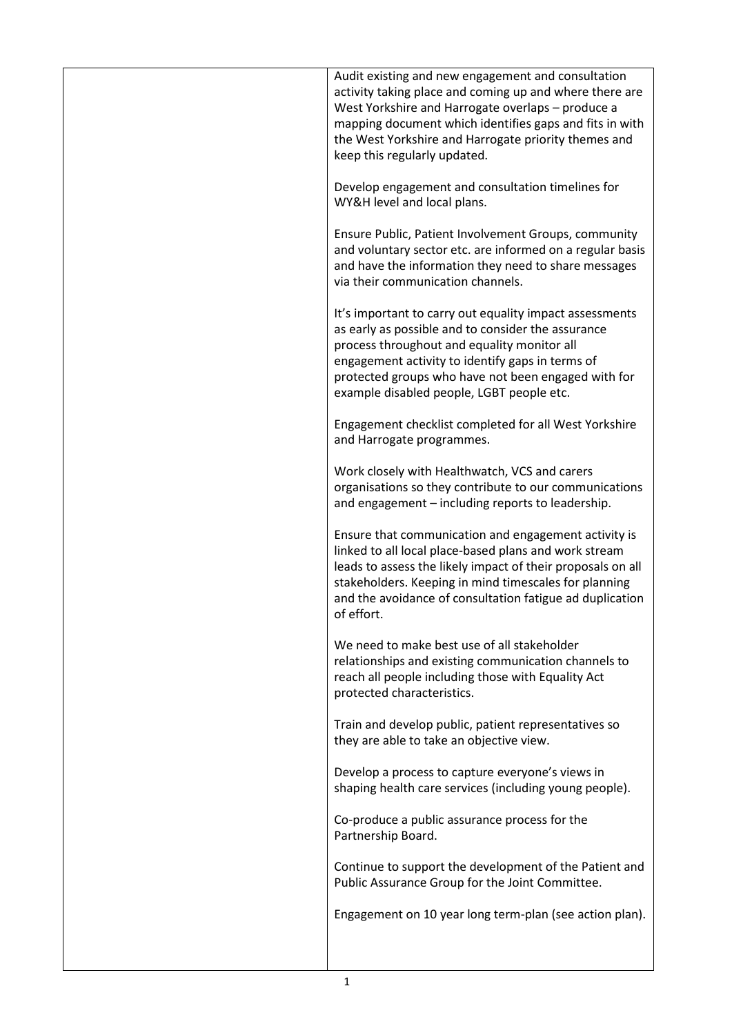| | |
|---|---|
| | Audit existing and new engagement and consultation activity taking place and coming up and where there are West Yorkshire and Harrogate overlaps – produce a mapping document which identifies gaps and fits in with the West Yorkshire and Harrogate priority themes and keep this regularly updated.<br><br>Develop engagement and consultation timelines for WY&H level and local plans.<br><br>Ensure Public, Patient Involvement Groups, community and voluntary sector etc. are informed on a regular basis and have the information they need to share messages via their communication channels.<br><br>It's important to carry out equality impact assessments as early as possible and to consider the assurance process throughout and equality monitor all engagement activity to identify gaps in terms of protected groups who have not been engaged with for example disabled people, LGBT people etc.<br><br>Engagement checklist completed for all West Yorkshire and Harrogate programmes.<br><br>Work closely with Healthwatch, VCS and carers organisations so they contribute to our communications and engagement – including reports to leadership.<br><br>Ensure that communication and engagement activity is linked to all local place-based plans and work stream leads to assess the likely impact of their proposals on all stakeholders. Keeping in mind timescales for planning and the avoidance of consultation fatigue ad duplication of effort.<br><br>We need to make best use of all stakeholder relationships and existing communication channels to reach all people including those with Equality Act protected characteristics.<br><br>Train and develop public, patient representatives so they are able to take an objective view.<br><br>Develop a process to capture everyone's views in shaping health care services (including young people).<br><br>Co-produce a public assurance process for the Partnership Board.<br><br>Continue to support the development of the Patient and Public Assurance Group for the Joint Committee.<br><br>Engagement on 10 year long term-plan (see action plan). |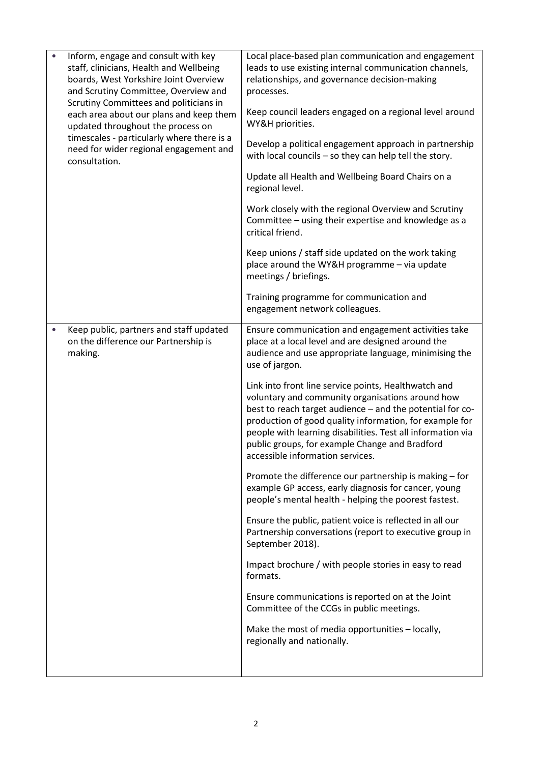| | |
|---|---|
| • Inform, engage and consult with key staff, clinicians, Health and Wellbeing boards, West Yorkshire Joint Overview and Scrutiny Committee, Overview and Scrutiny Committees and politicians in each area about our plans and keep them updated throughout the process on timescales - particularly where there is a need for wider regional engagement and consultation. | Local place-based plan communication and engagement leads to use existing internal communication channels, relationships, and governance decision-making processes.<br><br>Keep council leaders engaged on a regional level around WY&H priorities.<br><br>Develop a political engagement approach in partnership with local councils – so they can help tell the story.<br><br>Update all Health and Wellbeing Board Chairs on a regional level.<br><br>Work closely with the regional Overview and Scrutiny Committee – using their expertise and knowledge as a critical friend.<br><br>Keep unions / staff side updated on the work taking place around the WY&H programme – via update meetings / briefings.<br><br>Training programme for communication and engagement network colleagues. |
| • Keep public, partners and staff updated on the difference our Partnership is making. | Ensure communication and engagement activities take place at a local level and are designed around the audience and use appropriate language, minimising the use of jargon.<br><br>Link into front line service points, Healthwatch and voluntary and community organisations around how best to reach target audience – and the potential for co-production of good quality information, for example for people with learning disabilities. Test all information via public groups, for example Change and Bradford accessible information services.<br><br>Promote the difference our partnership is making – for example GP access, early diagnosis for cancer, young people's mental health - helping the poorest fastest.<br><br>Ensure the public, patient voice is reflected in all our Partnership conversations (report to executive group in September 2018).<br><br>Impact brochure / with people stories in easy to read formats.<br><br>Ensure communications is reported on at the Joint Committee of the CCGs in public meetings.<br><br>Make the most of media opportunities – locally, regionally and nationally. |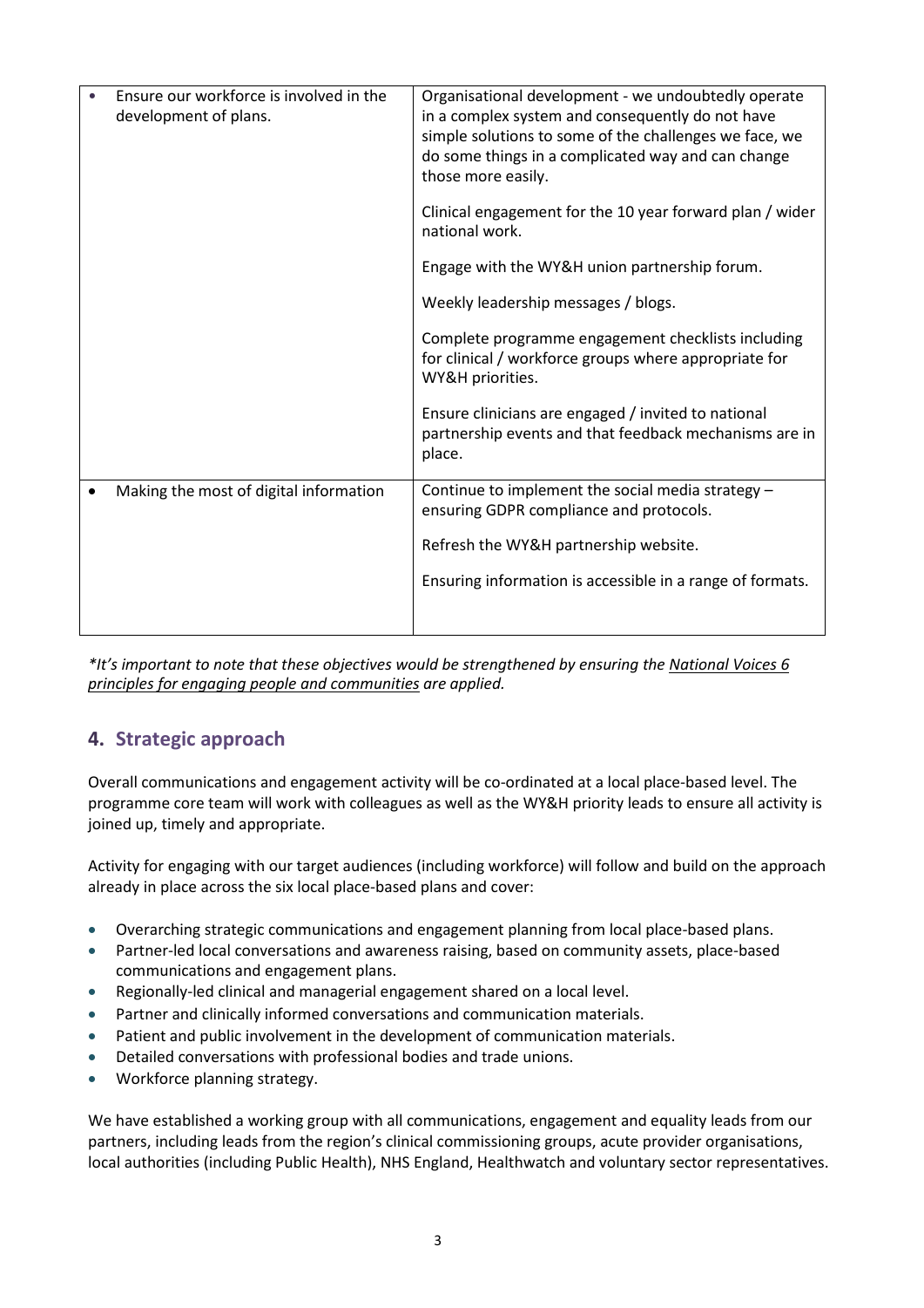| | |
|---|---|
| • Ensure our workforce is involved in the development of plans. | Organisational development - we undoubtedly operate in a complex system and consequently do not have simple solutions to some of the challenges we face, we do some things in a complicated way and can change those more easily.<br><br>Clinical engagement for the 10 year forward plan / wider national work.<br><br>Engage with the WY&H union partnership forum.<br><br>Weekly leadership messages / blogs.<br><br>Complete programme engagement checklists including for clinical / workforce groups where appropriate for WY&H priorities.<br><br>Ensure clinicians are engaged / invited to national partnership events and that feedback mechanisms are in place. |
| • Making the most of digital information | Continue to implement the social media strategy – ensuring GDPR compliance and protocols.<br><br>Refresh the WY&H partnership website.<br><br>Ensuring information is accessible in a range of formats. |

*\*It's important to note that these objectives would be strengthened by ensuring the National Voices 6 principles for engaging people and communities are applied.*

## 4. Strategic approach

Overall communications and engagement activity will be co-ordinated at a local place-based level. The programme core team will work with colleagues as well as the WY&H priority leads to ensure all activity is joined up, timely and appropriate.

Activity for engaging with our target audiences (including workforce) will follow and build on the approach already in place across the six local place-based plans and cover:

- Overarching strategic communications and engagement planning from local place-based plans.
- Partner-led local conversations and awareness raising, based on community assets, place-based communications and engagement plans.
- Regionally-led clinical and managerial engagement shared on a local level.
- Partner and clinically informed conversations and communication materials.
- Patient and public involvement in the development of communication materials.
- Detailed conversations with professional bodies and trade unions.
- Workforce planning strategy.

We have established a working group with all communications, engagement and equality leads from our partners, including leads from the region's clinical commissioning groups, acute provider organisations, local authorities (including Public Health), NHS England, Healthwatch and voluntary sector representatives.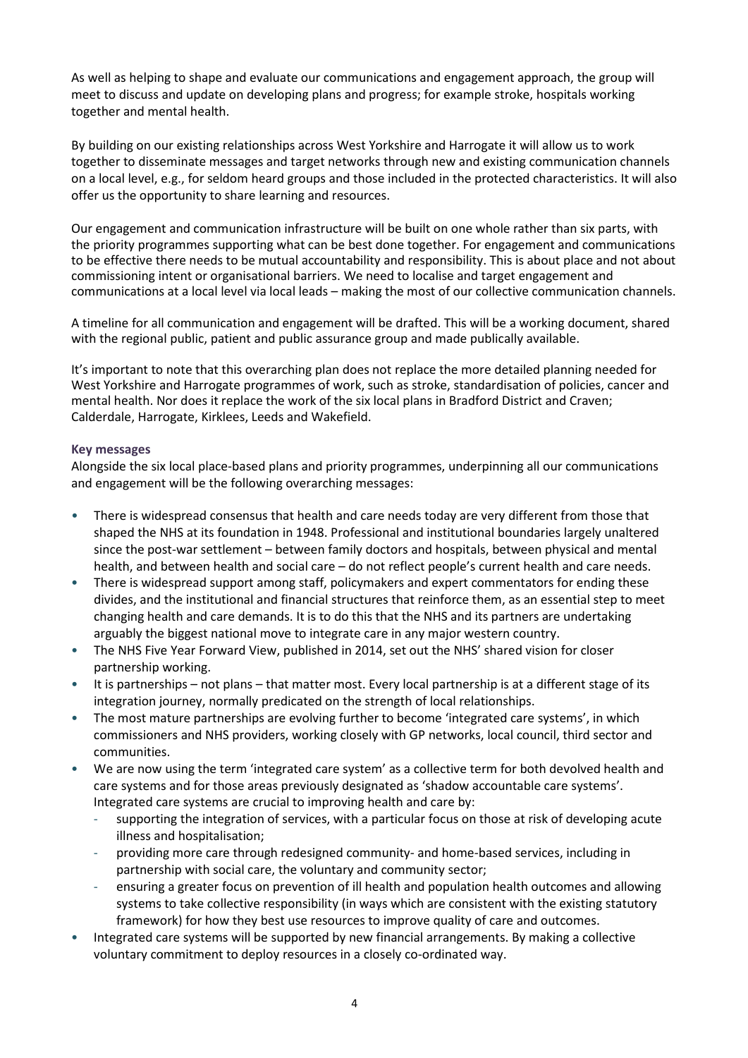As well as helping to shape and evaluate our communications and engagement approach, the group will meet to discuss and update on developing plans and progress; for example stroke, hospitals working together and mental health.

By building on our existing relationships across West Yorkshire and Harrogate it will allow us to work together to disseminate messages and target networks through new and existing communication channels on a local level, e.g., for seldom heard groups and those included in the protected characteristics. It will also offer us the opportunity to share learning and resources.

Our engagement and communication infrastructure will be built on one whole rather than six parts, with the priority programmes supporting what can be best done together. For engagement and communications to be effective there needs to be mutual accountability and responsibility. This is about place and not about commissioning intent or organisational barriers. We need to localise and target engagement and communications at a local level via local leads – making the most of our collective communication channels.

A timeline for all communication and engagement will be drafted. This will be a working document, shared with the regional public, patient and public assurance group and made publically available.

It's important to note that this overarching plan does not replace the more detailed planning needed for West Yorkshire and Harrogate programmes of work, such as stroke, standardisation of policies, cancer and mental health. Nor does it replace the work of the six local plans in Bradford District and Craven; Calderdale, Harrogate, Kirklees, Leeds and Wakefield.

### Key messages

Alongside the six local place-based plans and priority programmes, underpinning all our communications and engagement will be the following overarching messages:

- There is widespread consensus that health and care needs today are very different from those that shaped the NHS at its foundation in 1948. Professional and institutional boundaries largely unaltered since the post-war settlement – between family doctors and hospitals, between physical and mental health, and between health and social care – do not reflect people's current health and care needs.
- There is widespread support among staff, policymakers and expert commentators for ending these divides, and the institutional and financial structures that reinforce them, as an essential step to meet changing health and care demands. It is to do this that the NHS and its partners are undertaking arguably the biggest national move to integrate care in any major western country.
- The NHS Five Year Forward View, published in 2014, set out the NHS' shared vision for closer partnership working.
- It is partnerships – not plans – that matter most. Every local partnership is at a different stage of its integration journey, normally predicated on the strength of local relationships.
- The most mature partnerships are evolving further to become 'integrated care systems', in which commissioners and NHS providers, working closely with GP networks, local council, third sector and communities.
- We are now using the term 'integrated care system' as a collective term for both devolved health and care systems and for those areas previously designated as 'shadow accountable care systems'. Integrated care systems are crucial to improving health and care by:
    - supporting the integration of services, with a particular focus on those at risk of developing acute illness and hospitalisation;
    - providing more care through redesigned community- and home-based services, including in partnership with social care, the voluntary and community sector;
    - ensuring a greater focus on prevention of ill health and population health outcomes and allowing systems to take collective responsibility (in ways which are consistent with the existing statutory framework) for how they best use resources to improve quality of care and outcomes.
- Integrated care systems will be supported by new financial arrangements. By making a collective voluntary commitment to deploy resources in a closely co-ordinated way.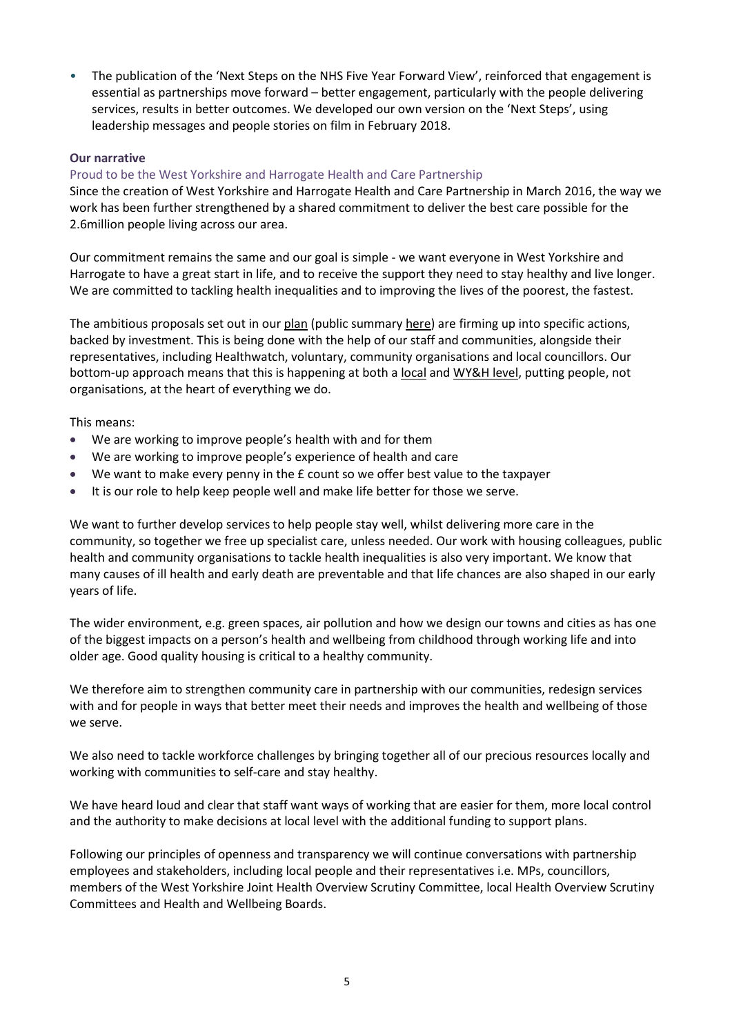- The publication of the 'Next Steps on the NHS Five Year Forward View', reinforced that engagement is essential as partnerships move forward – better engagement, particularly with the people delivering services, results in better outcomes. We developed our own version on the 'Next Steps', using leadership messages and people stories on film in February 2018.

**Our narrative**

Proud to be the West Yorkshire and Harrogate Health and Care Partnership

Since the creation of West Yorkshire and Harrogate Health and Care Partnership in March 2016, the way we work has been further strengthened by a shared commitment to deliver the best care possible for the 2.6million people living across our area.

Our commitment remains the same and our goal is simple - we want everyone in West Yorkshire and Harrogate to have a great start in life, and to receive the support they need to stay healthy and live longer. We are committed to tackling health inequalities and to improving the lives of the poorest, the fastest.

The ambitious proposals set out in our plan (public summary here) are firming up into specific actions, backed by investment. This is being done with the help of our staff and communities, alongside their representatives, including Healthwatch, voluntary, community organisations and local councillors. Our bottom-up approach means that this is happening at both a local and WY&H level, putting people, not organisations, at the heart of everything we do.

This means:

- We are working to improve people's health with and for them
- We are working to improve people's experience of health and care
- We want to make every penny in the £ count so we offer best value to the taxpayer
- It is our role to help keep people well and make life better for those we serve.

We want to further develop services to help people stay well, whilst delivering more care in the community, so together we free up specialist care, unless needed. Our work with housing colleagues, public health and community organisations to tackle health inequalities is also very important. We know that many causes of ill health and early death are preventable and that life chances are also shaped in our early years of life.

The wider environment, e.g. green spaces, air pollution and how we design our towns and cities as has one of the biggest impacts on a person's health and wellbeing from childhood through working life and into older age. Good quality housing is critical to a healthy community.

We therefore aim to strengthen community care in partnership with our communities, redesign services with and for people in ways that better meet their needs and improves the health and wellbeing of those we serve.

We also need to tackle workforce challenges by bringing together all of our precious resources locally and working with communities to self-care and stay healthy.

We have heard loud and clear that staff want ways of working that are easier for them, more local control and the authority to make decisions at local level with the additional funding to support plans.

Following our principles of openness and transparency we will continue conversations with partnership employees and stakeholders, including local people and their representatives i.e. MPs, councillors, members of the West Yorkshire Joint Health Overview Scrutiny Committee, local Health Overview Scrutiny Committees and Health and Wellbeing Boards.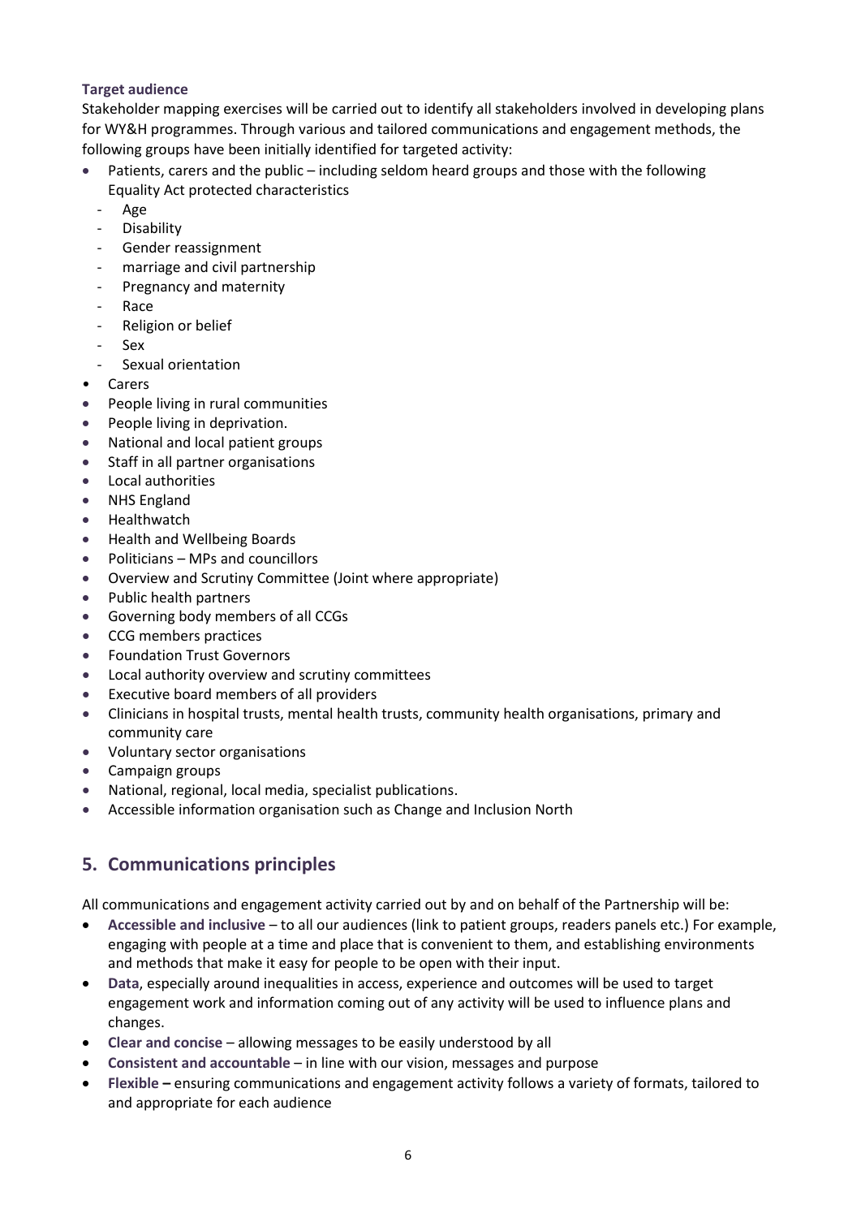### Target audience

Stakeholder mapping exercises will be carried out to identify all stakeholders involved in developing plans for WY&H programmes. Through various and tailored communications and engagement methods, the following groups have been initially identified for targeted activity:

- Patients, carers and the public – including seldom heard groups and those with the following Equality Act protected characteristics
  - Age
  - Disability
  - Gender reassignment
  - marriage and civil partnership
  - Pregnancy and maternity
  - Race
  - Religion or belief
  - Sex
  - Sexual orientation
- Carers
- People living in rural communities
- People living in deprivation.
- National and local patient groups
- Staff in all partner organisations
- Local authorities
- NHS England
- Healthwatch
- Health and Wellbeing Boards
- Politicians – MPs and councillors
- Overview and Scrutiny Committee (Joint where appropriate)
- Public health partners
- Governing body members of all CCGs
- CCG members practices
- Foundation Trust Governors
- Local authority overview and scrutiny committees
- Executive board members of all providers
- Clinicians in hospital trusts, mental health trusts, community health organisations, primary and community care
- Voluntary sector organisations
- Campaign groups
- National, regional, local media, specialist publications.
- Accessible information organisation such as Change and Inclusion North

## 5. Communications principles

All communications and engagement activity carried out by and on behalf of the Partnership will be:

- **Accessible and inclusive** – to all our audiences (link to patient groups, readers panels etc.) For example, engaging with people at a time and place that is convenient to them, and establishing environments and methods that make it easy for people to be open with their input.
- **Data**, especially around inequalities in access, experience and outcomes will be used to target engagement work and information coming out of any activity will be used to influence plans and changes.
- **Clear and concise** – allowing messages to be easily understood by all
- **Consistent and accountable** – in line with our vision, messages and purpose
- **Flexible –** ensuring communications and engagement activity follows a variety of formats, tailored to and appropriate for each audience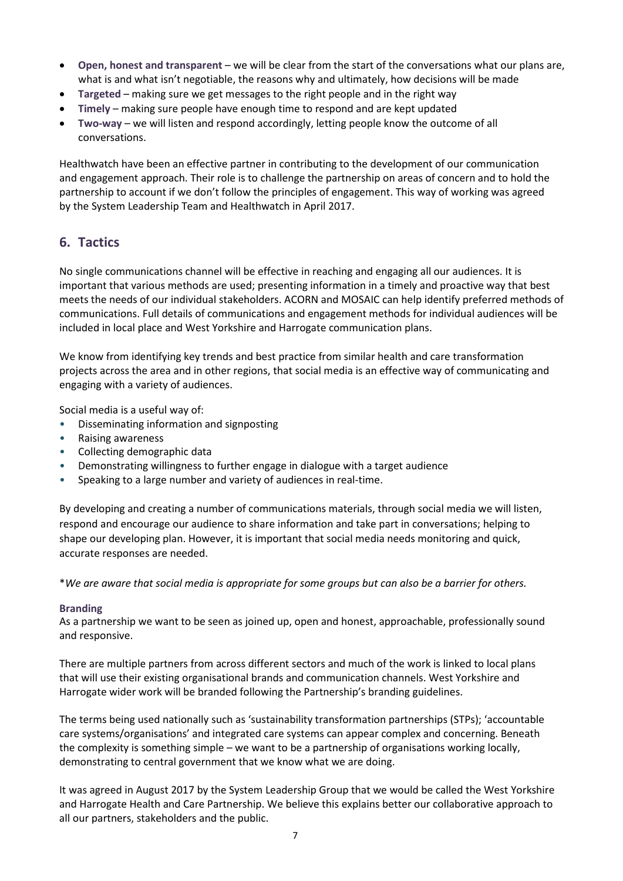- **Open, honest and transparent** – we will be clear from the start of the conversations what our plans are, what is and what isn't negotiable, the reasons why and ultimately, how decisions will be made
- **Targeted** – making sure we get messages to the right people and in the right way
- **Timely** – making sure people have enough time to respond and are kept updated
- **Two-way** – we will listen and respond accordingly, letting people know the outcome of all conversations.

Healthwatch have been an effective partner in contributing to the development of our communication and engagement approach. Their role is to challenge the partnership on areas of concern and to hold the partnership to account if we don't follow the principles of engagement. This way of working was agreed by the System Leadership Team and Healthwatch in April 2017.

## 6. Tactics

No single communications channel will be effective in reaching and engaging all our audiences. It is important that various methods are used; presenting information in a timely and proactive way that best meets the needs of our individual stakeholders. ACORN and MOSAIC can help identify preferred methods of communications. Full details of communications and engagement methods for individual audiences will be included in local place and West Yorkshire and Harrogate communication plans.

We know from identifying key trends and best practice from similar health and care transformation projects across the area and in other regions, that social media is an effective way of communicating and engaging with a variety of audiences.

Social media is a useful way of:

- Disseminating information and signposting
- Raising awareness
- Collecting demographic data
- Demonstrating willingness to further engage in dialogue with a target audience
- Speaking to a large number and variety of audiences in real-time.

By developing and creating a number of communications materials, through social media we will listen, respond and encourage our audience to share information and take part in conversations; helping to shape our developing plan. However, it is important that social media needs monitoring and quick, accurate responses are needed.

**We are aware that social media is appropriate for some groups but can also be a barrier for others.*

### Branding

As a partnership we want to be seen as joined up, open and honest, approachable, professionally sound and responsive.

There are multiple partners from across different sectors and much of the work is linked to local plans that will use their existing organisational brands and communication channels. West Yorkshire and Harrogate wider work will be branded following the Partnership's branding guidelines.

The terms being used nationally such as 'sustainability transformation partnerships (STPs); 'accountable care systems/organisations' and integrated care systems can appear complex and concerning. Beneath the complexity is something simple – we want to be a partnership of organisations working locally, demonstrating to central government that we know what we are doing.

It was agreed in August 2017 by the System Leadership Group that we would be called the West Yorkshire and Harrogate Health and Care Partnership. We believe this explains better our collaborative approach to all our partners, stakeholders and the public.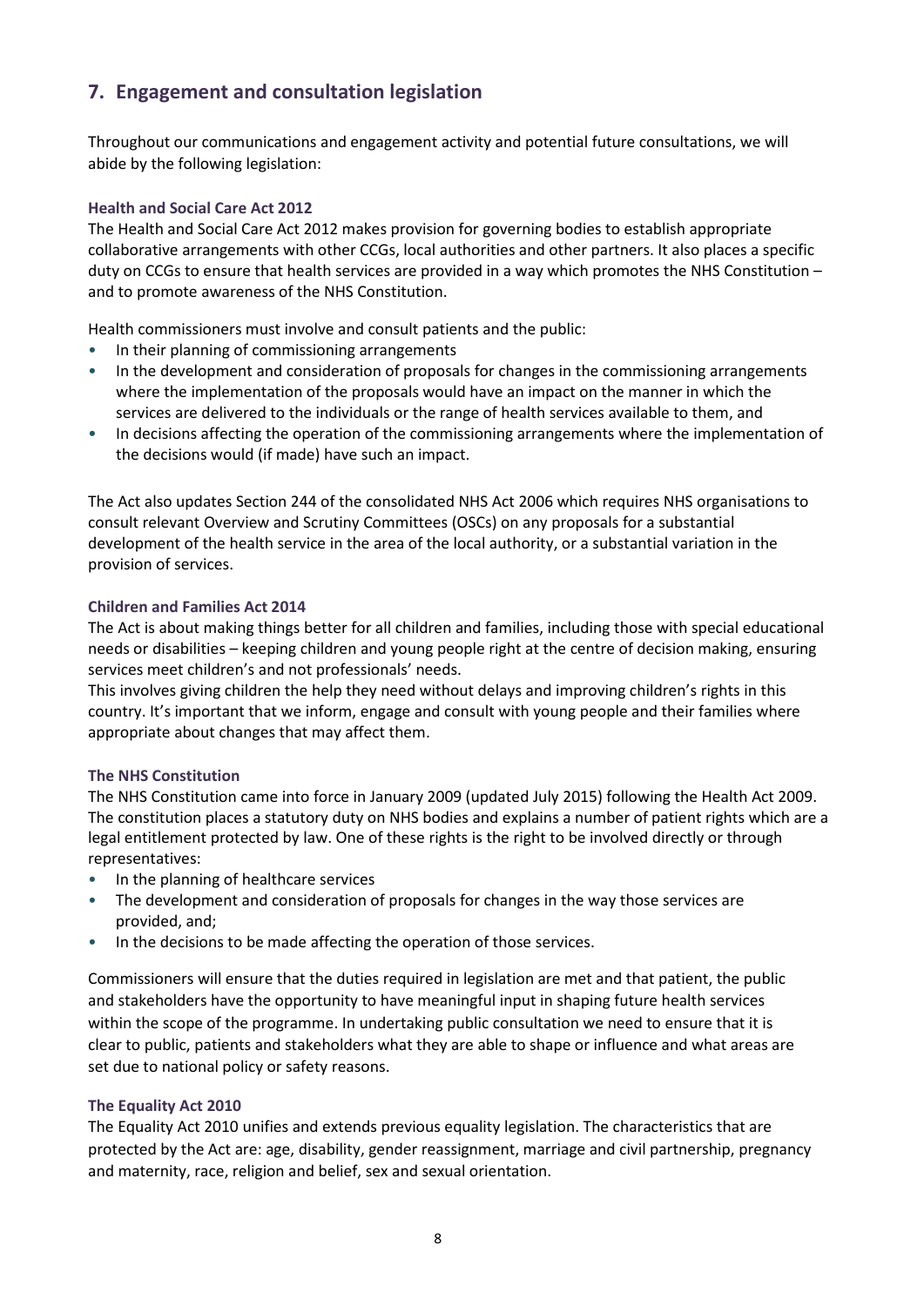## 7. Engagement and consultation legislation

Throughout our communications and engagement activity and potential future consultations, we will abide by the following legislation:

### Health and Social Care Act 2012

The Health and Social Care Act 2012 makes provision for governing bodies to establish appropriate collaborative arrangements with other CCGs, local authorities and other partners. It also places a specific duty on CCGs to ensure that health services are provided in a way which promotes the NHS Constitution – and to promote awareness of the NHS Constitution.

Health commissioners must involve and consult patients and the public:

- In their planning of commissioning arrangements
- In the development and consideration of proposals for changes in the commissioning arrangements where the implementation of the proposals would have an impact on the manner in which the services are delivered to the individuals or the range of health services available to them, and
- In decisions affecting the operation of the commissioning arrangements where the implementation of the decisions would (if made) have such an impact.

The Act also updates Section 244 of the consolidated NHS Act 2006 which requires NHS organisations to consult relevant Overview and Scrutiny Committees (OSCs) on any proposals for a substantial development of the health service in the area of the local authority, or a substantial variation in the provision of services.

### Children and Families Act 2014

The Act is about making things better for all children and families, including those with special educational needs or disabilities – keeping children and young people right at the centre of decision making, ensuring services meet children's and not professionals' needs.

This involves giving children the help they need without delays and improving children's rights in this country. It's important that we inform, engage and consult with young people and their families where appropriate about changes that may affect them.

### The NHS Constitution

The NHS Constitution came into force in January 2009 (updated July 2015) following the Health Act 2009. The constitution places a statutory duty on NHS bodies and explains a number of patient rights which are a legal entitlement protected by law. One of these rights is the right to be involved directly or through representatives:

- In the planning of healthcare services
- The development and consideration of proposals for changes in the way those services are provided, and;
- In the decisions to be made affecting the operation of those services.

Commissioners will ensure that the duties required in legislation are met and that patient, the public and stakeholders have the opportunity to have meaningful input in shaping future health services within the scope of the programme. In undertaking public consultation we need to ensure that it is clear to public, patients and stakeholders what they are able to shape or influence and what areas are set due to national policy or safety reasons.

### The Equality Act 2010

The Equality Act 2010 unifies and extends previous equality legislation. The characteristics that are protected by the Act are: age, disability, gender reassignment, marriage and civil partnership, pregnancy and maternity, race, religion and belief, sex and sexual orientation.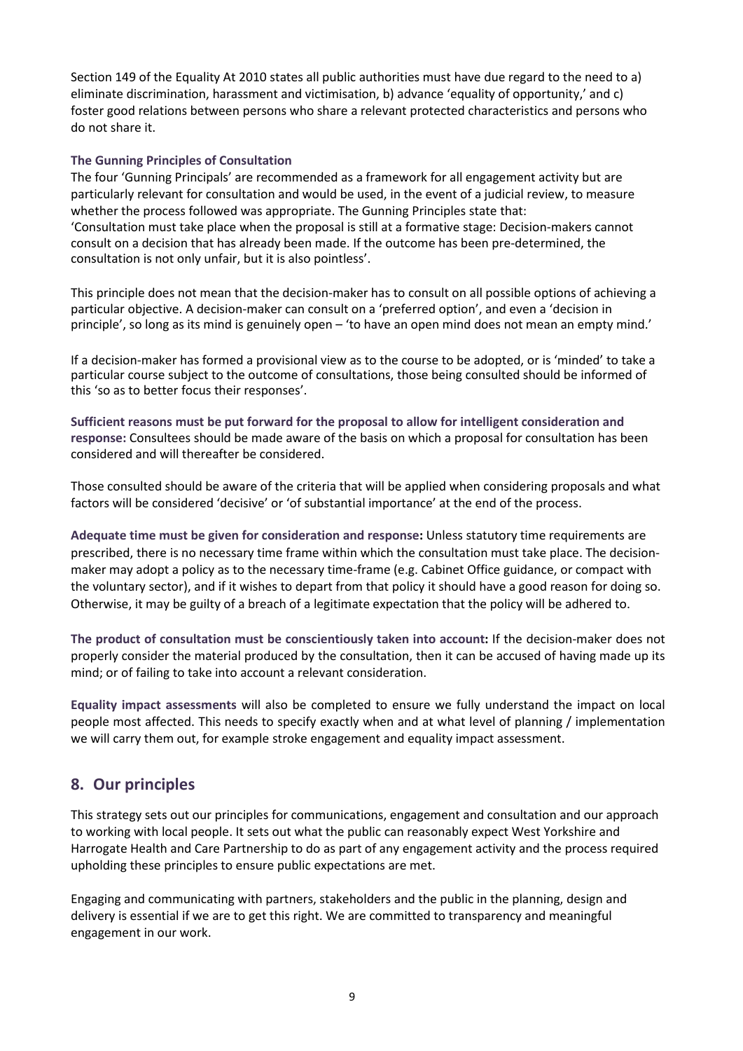Section 149 of the Equality At 2010 states all public authorities must have due regard to the need to a) eliminate discrimination, harassment and victimisation, b) advance 'equality of opportunity,' and c) foster good relations between persons who share a relevant protected characteristics and persons who do not share it.

**The Gunning Principles of Consultation**

The four 'Gunning Principals' are recommended as a framework for all engagement activity but are particularly relevant for consultation and would be used, in the event of a judicial review, to measure whether the process followed was appropriate. The Gunning Principles state that:
'Consultation must take place when the proposal is still at a formative stage: Decision-makers cannot consult on a decision that has already been made. If the outcome has been pre-determined, the consultation is not only unfair, but it is also pointless'.

This principle does not mean that the decision-maker has to consult on all possible options of achieving a particular objective. A decision-maker can consult on a 'preferred option', and even a 'decision in principle', so long as its mind is genuinely open – 'to have an open mind does not mean an empty mind.'

If a decision-maker has formed a provisional view as to the course to be adopted, or is 'minded' to take a particular course subject to the outcome of consultations, those being consulted should be informed of this 'so as to better focus their responses'.

**Sufficient reasons must be put forward for the proposal to allow for intelligent consideration and response:** Consultees should be made aware of the basis on which a proposal for consultation has been considered and will thereafter be considered.

Those consulted should be aware of the criteria that will be applied when considering proposals and what factors will be considered 'decisive' or 'of substantial importance' at the end of the process.

**Adequate time must be given for consideration and response:** Unless statutory time requirements are prescribed, there is no necessary time frame within which the consultation must take place. The decision-maker may adopt a policy as to the necessary time-frame (e.g. Cabinet Office guidance, or compact with the voluntary sector), and if it wishes to depart from that policy it should have a good reason for doing so. Otherwise, it may be guilty of a breach of a legitimate expectation that the policy will be adhered to.

**The product of consultation must be conscientiously taken into account:** If the decision-maker does not properly consider the material produced by the consultation, then it can be accused of having made up its mind; or of failing to take into account a relevant consideration.

**Equality impact assessments** will also be completed to ensure we fully understand the impact on local people most affected. This needs to specify exactly when and at what level of planning / implementation we will carry them out, for example stroke engagement and equality impact assessment.

## 8. Our principles

This strategy sets out our principles for communications, engagement and consultation and our approach to working with local people. It sets out what the public can reasonably expect West Yorkshire and Harrogate Health and Care Partnership to do as part of any engagement activity and the process required upholding these principles to ensure public expectations are met.

Engaging and communicating with partners, stakeholders and the public in the planning, design and delivery is essential if we are to get this right. We are committed to transparency and meaningful engagement in our work.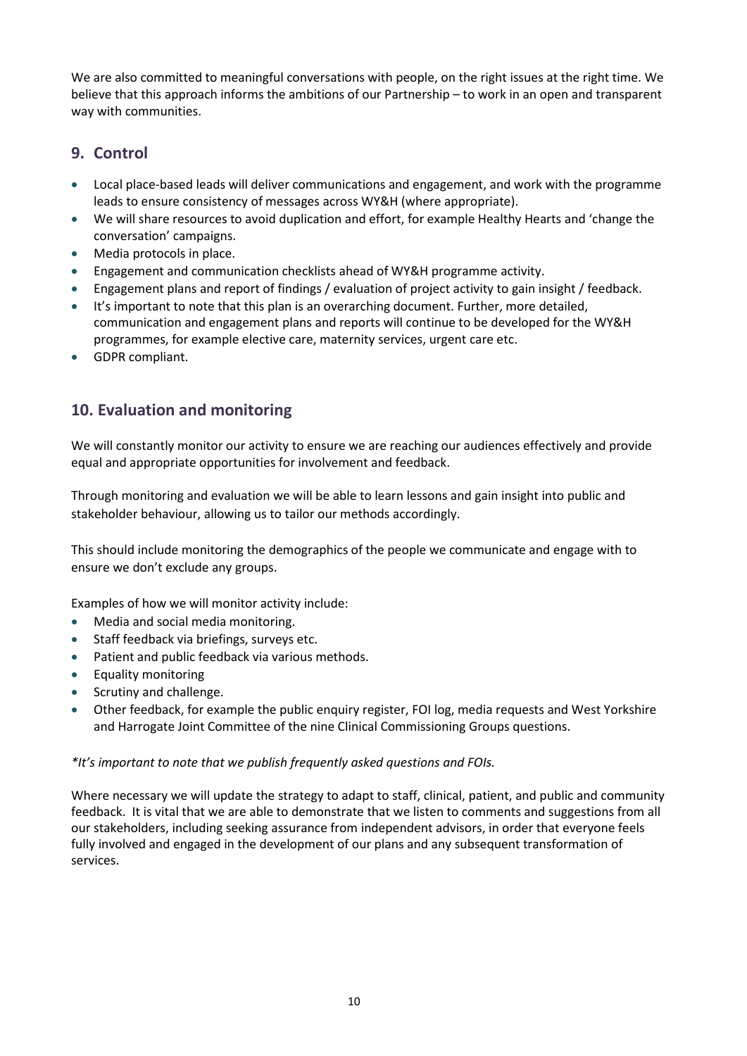We are also committed to meaningful conversations with people, on the right issues at the right time. We believe that this approach informs the ambitions of our Partnership – to work in an open and transparent way with communities.

## 9. Control

- Local place-based leads will deliver communications and engagement, and work with the programme leads to ensure consistency of messages across WY&H (where appropriate).
- We will share resources to avoid duplication and effort, for example Healthy Hearts and 'change the conversation' campaigns.
- Media protocols in place.
- Engagement and communication checklists ahead of WY&H programme activity.
- Engagement plans and report of findings / evaluation of project activity to gain insight / feedback.
- It's important to note that this plan is an overarching document. Further, more detailed, communication and engagement plans and reports will continue to be developed for the WY&H programmes, for example elective care, maternity services, urgent care etc.
- GDPR compliant.

## 10. Evaluation and monitoring

We will constantly monitor our activity to ensure we are reaching our audiences effectively and provide equal and appropriate opportunities for involvement and feedback.

Through monitoring and evaluation we will be able to learn lessons and gain insight into public and stakeholder behaviour, allowing us to tailor our methods accordingly.

This should include monitoring the demographics of the people we communicate and engage with to ensure we don't exclude any groups.

Examples of how we will monitor activity include:

- Media and social media monitoring.
- Staff feedback via briefings, surveys etc.
- Patient and public feedback via various methods.
- Equality monitoring
- Scrutiny and challenge.
- Other feedback, for example the public enquiry register, FOI log, media requests and West Yorkshire and Harrogate Joint Committee of the nine Clinical Commissioning Groups questions.

*\*It's important to note that we publish frequently asked questions and FOIs.*

Where necessary we will update the strategy to adapt to staff, clinical, patient, and public and community feedback. It is vital that we are able to demonstrate that we listen to comments and suggestions from all our stakeholders, including seeking assurance from independent advisors, in order that everyone feels fully involved and engaged in the development of our plans and any subsequent transformation of services.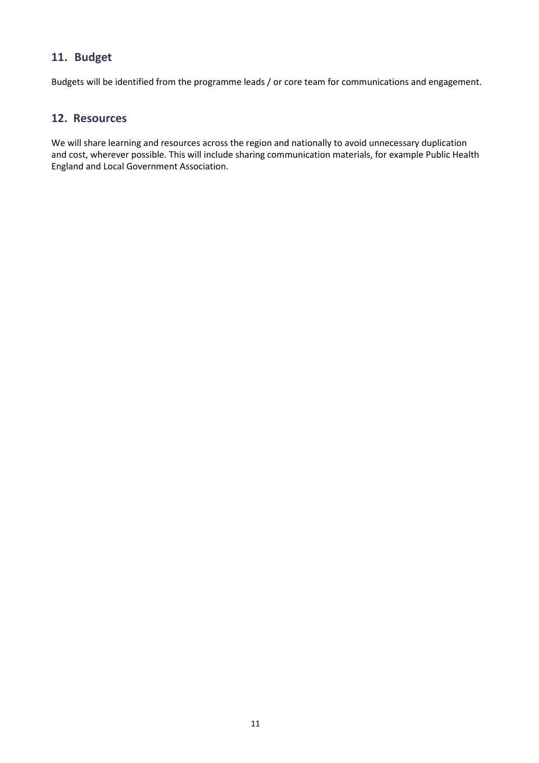## 11. Budget

Budgets will be identified from the programme leads / or core team for communications and engagement.

## 12. Resources

We will share learning and resources across the region and nationally to avoid unnecessary duplication and cost, wherever possible. This will include sharing communication materials, for example Public Health England and Local Government Association.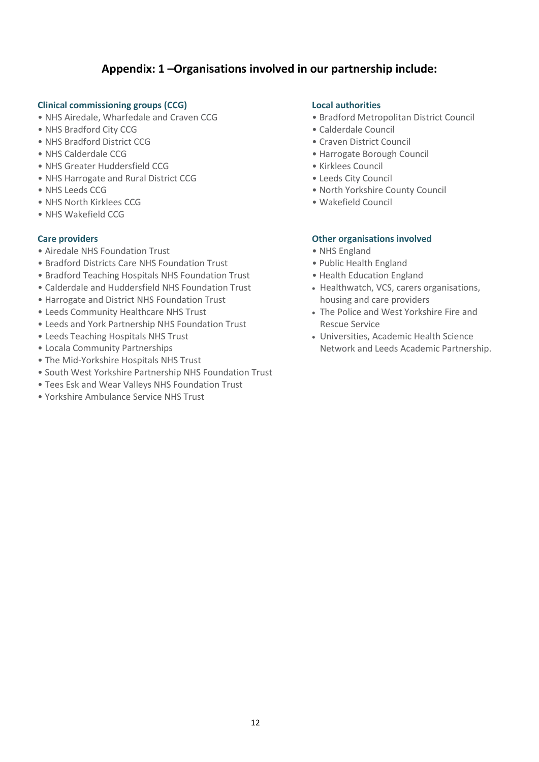## Appendix: 1 –Organisations involved in our partnership include:

### Clinical commissioning groups (CCG)

- NHS Airedale, Wharfedale and Craven CCG
- NHS Bradford City CCG
- NHS Bradford District CCG
- NHS Calderdale CCG
- NHS Greater Huddersfield CCG
- NHS Harrogate and Rural District CCG
- NHS Leeds CCG
- NHS North Kirklees CCG
- NHS Wakefield CCG

### Care providers

- Airedale NHS Foundation Trust
- Bradford Districts Care NHS Foundation Trust
- Bradford Teaching Hospitals NHS Foundation Trust
- Calderdale and Huddersfield NHS Foundation Trust
- Harrogate and District NHS Foundation Trust
- Leeds Community Healthcare NHS Trust
- Leeds and York Partnership NHS Foundation Trust
- Leeds Teaching Hospitals NHS Trust
- Locala Community Partnerships
- The Mid-Yorkshire Hospitals NHS Trust
- South West Yorkshire Partnership NHS Foundation Trust
- Tees Esk and Wear Valleys NHS Foundation Trust
- Yorkshire Ambulance Service NHS Trust

### Local authorities

- Bradford Metropolitan District Council
- Calderdale Council
- Craven District Council
- Harrogate Borough Council
- Kirklees Council
- Leeds City Council
- North Yorkshire County Council
- Wakefield Council

### Other organisations involved

- NHS England
- Public Health England
- Health Education England
- Healthwatch, VCS, carers organisations, housing and care providers
- The Police and West Yorkshire Fire and Rescue Service
- Universities, Academic Health Science Network and Leeds Academic Partnership.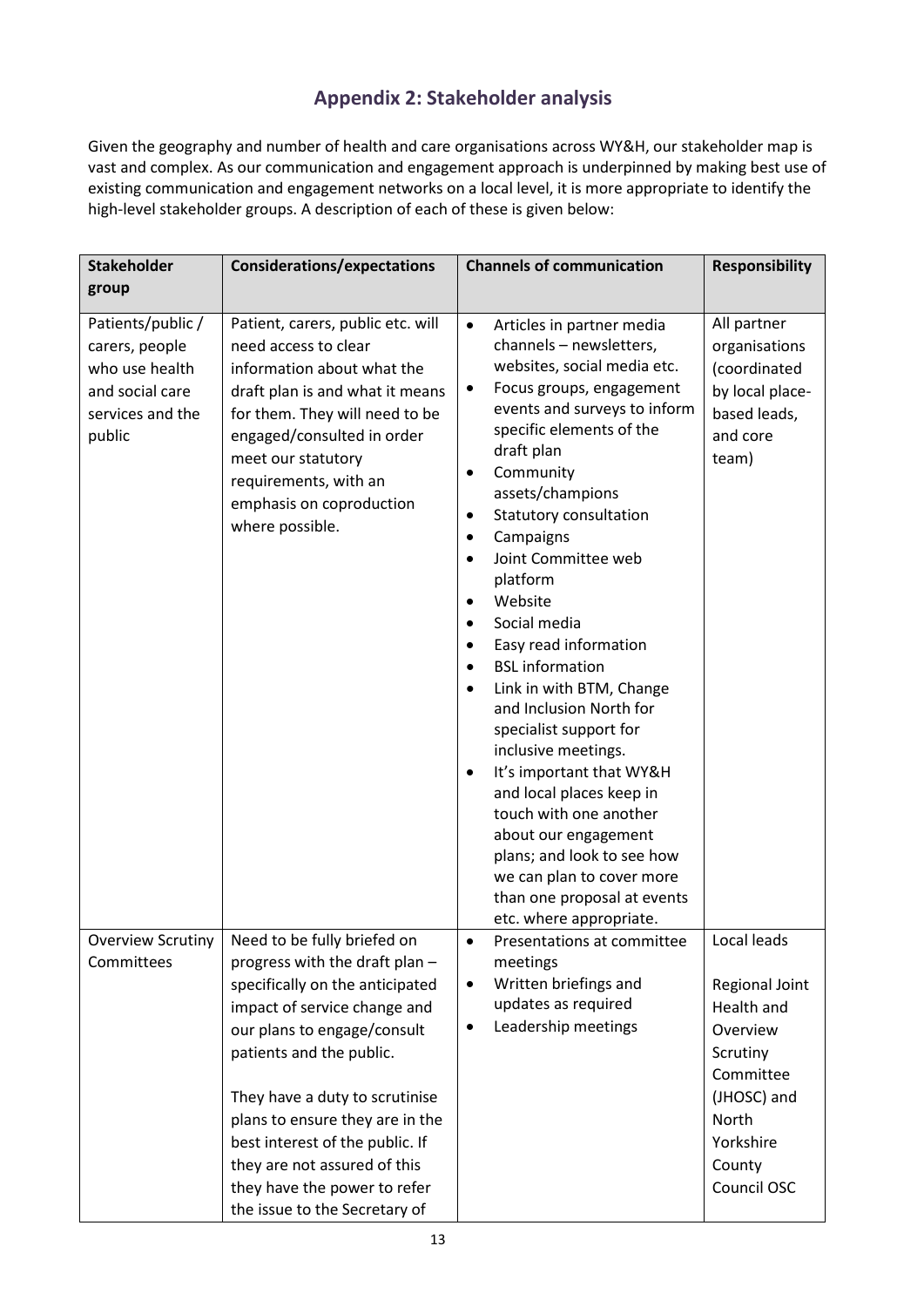## Appendix 2: Stakeholder analysis

Given the geography and number of health and care organisations across WY&H, our stakeholder map is vast and complex. As our communication and engagement approach is underpinned by making best use of existing communication and engagement networks on a local level, it is more appropriate to identify the high-level stakeholder groups. A description of each of these is given below:

| Stakeholder group | Considerations/expectations | Channels of communication | Responsibility |
|---|---|---|---|
| Patients/public / carers, people who use health and social care services and the public | Patient, carers, public etc. will need access to clear information about what the draft plan is and what it means for them. They will need to be engaged/consulted in order meet our statutory requirements, with an emphasis on coproduction where possible. | • Articles in partner media channels – newsletters, websites, social media etc.<br>• Focus groups, engagement events and surveys to inform specific elements of the draft plan<br>• Community assets/champions<br>• Statutory consultation<br>• Campaigns<br>• Joint Committee web platform<br>• Website<br>• Social media<br>• Easy read information<br>• BSL information<br>• Link in with BTM, Change and Inclusion North for specialist support for inclusive meetings.<br>• It's important that WY&H and local places keep in touch with one another about our engagement plans; and look to see how we can plan to cover more than one proposal at events etc. where appropriate. | All partner organisations (coordinated by local place-based leads, and core team) |
| Overview Scrutiny Committees | Need to be fully briefed on progress with the draft plan – specifically on the anticipated impact of service change and our plans to engage/consult patients and the public.<br><br>They have a duty to scrutinise plans to ensure they are in the best interest of the public. If they are not assured of this they have the power to refer the issue to the Secretary of | • Presentations at committee meetings<br>• Written briefings and updates as required<br>• Leadership meetings | Local leads<br><br>Regional Joint Health and Overview Scrutiny Committee (JHOSC) and North Yorkshire County Council OSC |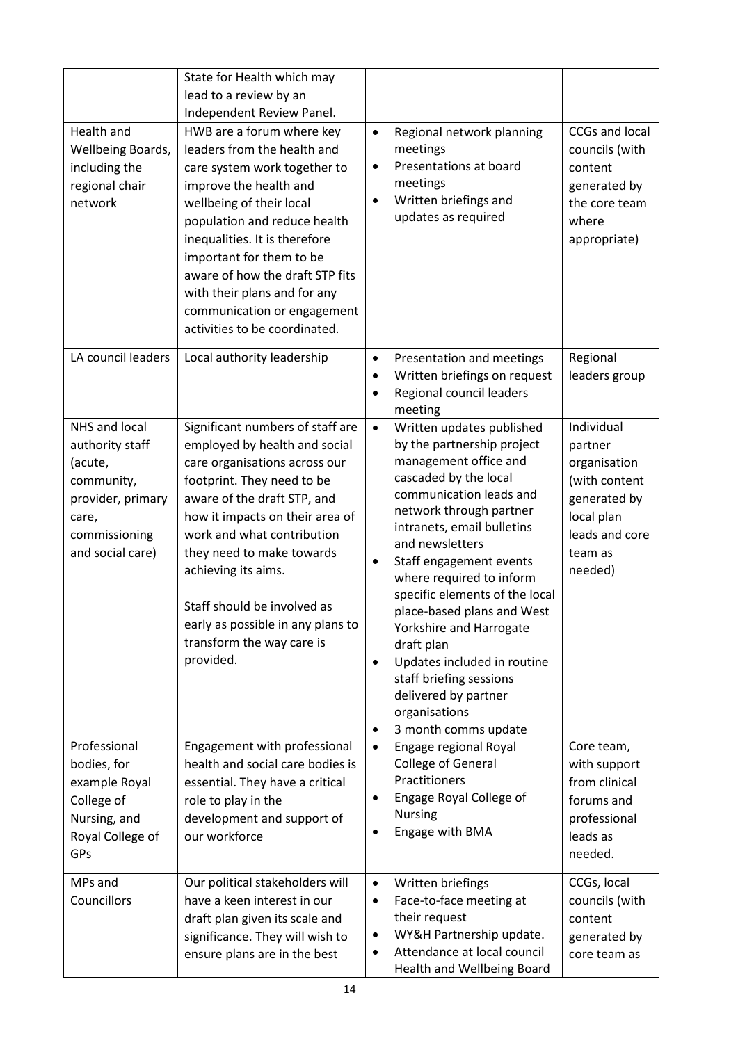| | | | |
|---|---|---|---|
| | State for Health which may lead to a review by an Independent Review Panel. | | |
| Health and Wellbeing Boards, including the regional chair network | HWB are a forum where key leaders from the health and care system work together to improve the health and wellbeing of their local population and reduce health inequalities. It is therefore important for them to be aware of how the draft STP fits with their plans and for any communication or engagement activities to be coordinated. | • Regional network planning meetings<br>• Presentations at board meetings<br>• Written briefings and updates as required | CCGs and local councils (with content generated by the core team where appropriate) |
| LA council leaders | Local authority leadership | • Presentation and meetings<br>• Written briefings on request<br>• Regional council leaders meeting | Regional leaders group |
| NHS and local authority staff (acute, community, provider, primary care, commissioning and social care) | Significant numbers of staff are employed by health and social care organisations across our footprint. They need to be aware of the draft STP, and how it impacts on their area of work and what contribution they need to make towards achieving its aims.<br><br>Staff should be involved as early as possible in any plans to transform the way care is provided. | • Written updates published by the partnership project management office and cascaded by the local communication leads and network through partner intranets, email bulletins and newsletters<br>• Staff engagement events where required to inform specific elements of the local place-based plans and West Yorkshire and Harrogate draft plan<br>• Updates included in routine staff briefing sessions delivered by partner organisations<br>• 3 month comms update | Individual partner organisation (with content generated by local plan leads and core team as needed) |
| Professional bodies, for example Royal College of Nursing, and Royal College of GPs | Engagement with professional health and social care bodies is essential. They have a critical role to play in the development and support of our workforce | • Engage regional Royal College of General Practitioners<br>• Engage Royal College of Nursing<br>• Engage with BMA | Core team, with support from clinical forums and professional leads as needed. |
| MPs and Councillors | Our political stakeholders will have a keen interest in our draft plan given its scale and significance. They will wish to ensure plans are in the best | • Written briefings<br>• Face-to-face meeting at their request<br>• WY&H Partnership update.<br>• Attendance at local council Health and Wellbeing Board | CCGs, local councils (with content generated by core team as |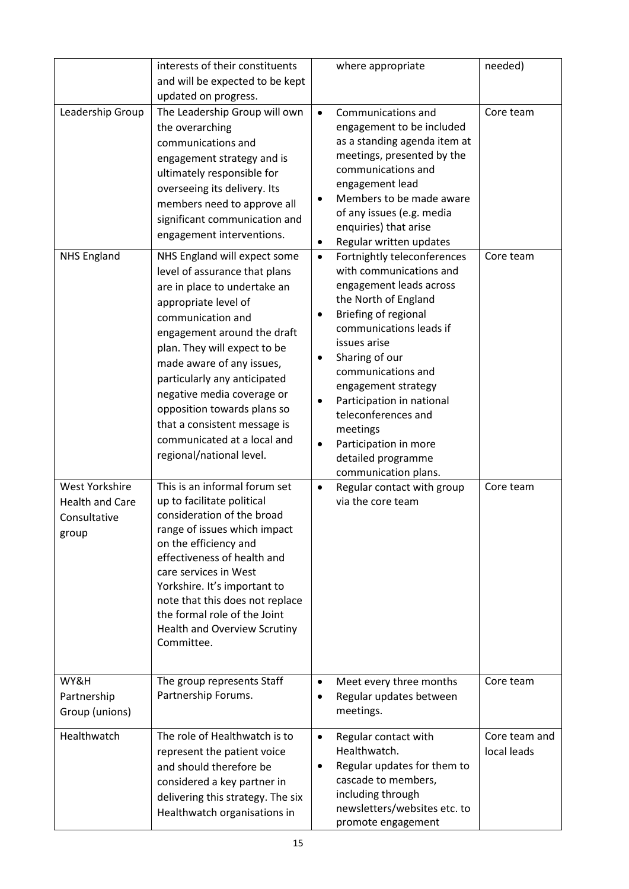| | | | |
|---|---|---|---|
| | interests of their constituents and will be expected to be kept updated on progress. | where appropriate | needed) |
| Leadership Group | The Leadership Group will own the overarching communications and engagement strategy and is ultimately responsible for overseeing its delivery. Its members need to approve all significant communication and engagement interventions. | • Communications and engagement to be included as a standing agenda item at meetings, presented by the communications and engagement lead<br>• Members to be made aware of any issues (e.g. media enquiries) that arise<br>• Regular written updates | Core team |
| NHS England | NHS England will expect some level of assurance that plans are in place to undertake an appropriate level of communication and engagement around the draft plan. They will expect to be made aware of any issues, particularly any anticipated negative media coverage or opposition towards plans so that a consistent message is communicated at a local and regional/national level. | • Fortnightly teleconferences with communications and engagement leads across the North of England<br>• Briefing of regional communications leads if issues arise<br>• Sharing of our communications and engagement strategy<br>• Participation in national teleconferences and meetings<br>• Participation in more detailed programme communication plans. | Core team |
| West Yorkshire Health and Care Consultative group | This is an informal forum set up to facilitate political consideration of the broad range of issues which impact on the efficiency and effectiveness of health and care services in West Yorkshire. It's important to note that this does not replace the formal role of the Joint Health and Overview Scrutiny Committee. | • Regular contact with group via the core team | Core team |
| WY&H Partnership Group (unions) | The group represents Staff Partnership Forums. | • Meet every three months<br>• Regular updates between meetings. | Core team |
| Healthwatch | The role of Healthwatch is to represent the patient voice and should therefore be considered a key partner in delivering this strategy. The six Healthwatch organisations in | • Regular contact with Healthwatch.<br>• Regular updates for them to cascade to members, including through newsletters/websites etc. to promote engagement | Core team and local leads |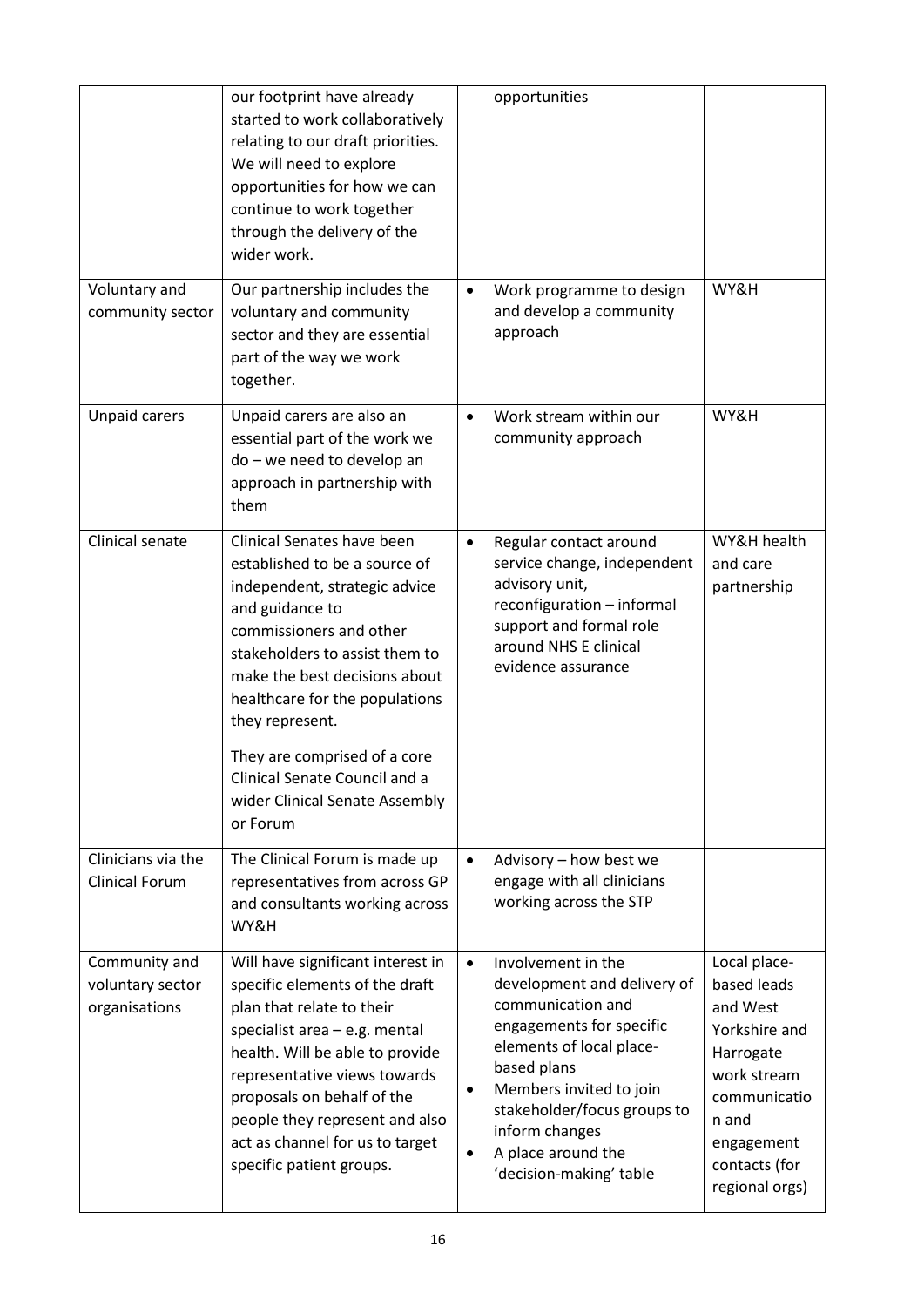| | | | |
|---|---|---|---|
| | our footprint have already started to work collaboratively relating to our draft priorities. We will need to explore opportunities for how we can continue to work together through the delivery of the wider work. | opportunities | |
| Voluntary and community sector | Our partnership includes the voluntary and community sector and they are essential part of the way we work together. | • Work programme to design and develop a community approach | WY&H |
| Unpaid carers | Unpaid carers are also an essential part of the work we do – we need to develop an approach in partnership with them | • Work stream within our community approach | WY&H |
| Clinical senate | Clinical Senates have been established to be a source of independent, strategic advice and guidance to commissioners and other stakeholders to assist them to make the best decisions about healthcare for the populations they represent.<br><br>They are comprised of a core Clinical Senate Council and a wider Clinical Senate Assembly or Forum | • Regular contact around service change, independent advisory unit, reconfiguration – informal support and formal role around NHS E clinical evidence assurance | WY&H health and care partnership |
| Clinicians via the Clinical Forum | The Clinical Forum is made up representatives from across GP and consultants working across WY&H | • Advisory – how best we engage with all clinicians working across the STP | |
| Community and voluntary sector organisations | Will have significant interest in specific elements of the draft plan that relate to their specialist area – e.g. mental health. Will be able to provide representative views towards proposals on behalf of the people they represent and also act as channel for us to target specific patient groups. | • Involvement in the development and delivery of communication and engagements for specific elements of local place-based plans<br>• Members invited to join stakeholder/focus groups to inform changes<br>• A place around the 'decision-making' table | Local place-based leads and West Yorkshire and Harrogate work stream communication and engagement contacts (for regional orgs) |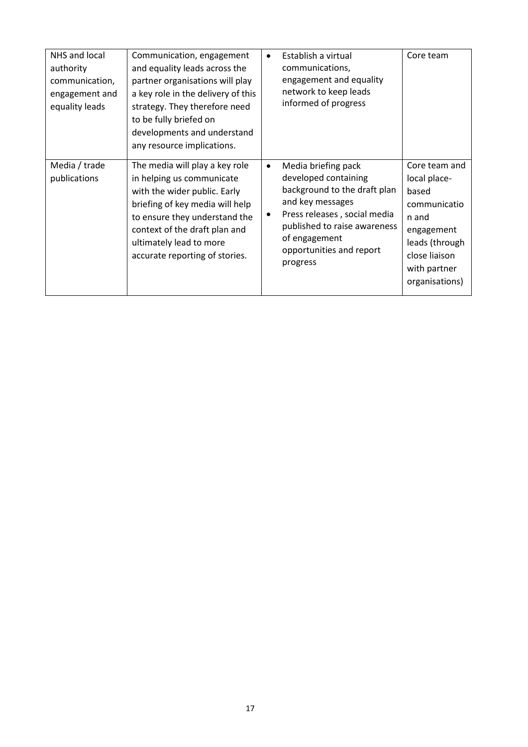| | | | |
|---|---|---|---|
| NHS and local authority communication, engagement and equality leads | Communication, engagement and equality leads across the partner organisations will play a key role in the delivery of this strategy. They therefore need to be fully briefed on developments and understand any resource implications. | • Establish a virtual communications, engagement and equality network to keep leads informed of progress | Core team |
| Media / trade publications | The media will play a key role in helping us communicate with the wider public. Early briefing of key media will help to ensure they understand the context of the draft plan and ultimately lead to more accurate reporting of stories. | • Media briefing pack developed containing background to the draft plan and key messages<br>• Press releases , social media published to raise awareness of engagement opportunities and report progress | Core team and local place-based communication and engagement leads (through close liaison with partner organisations) |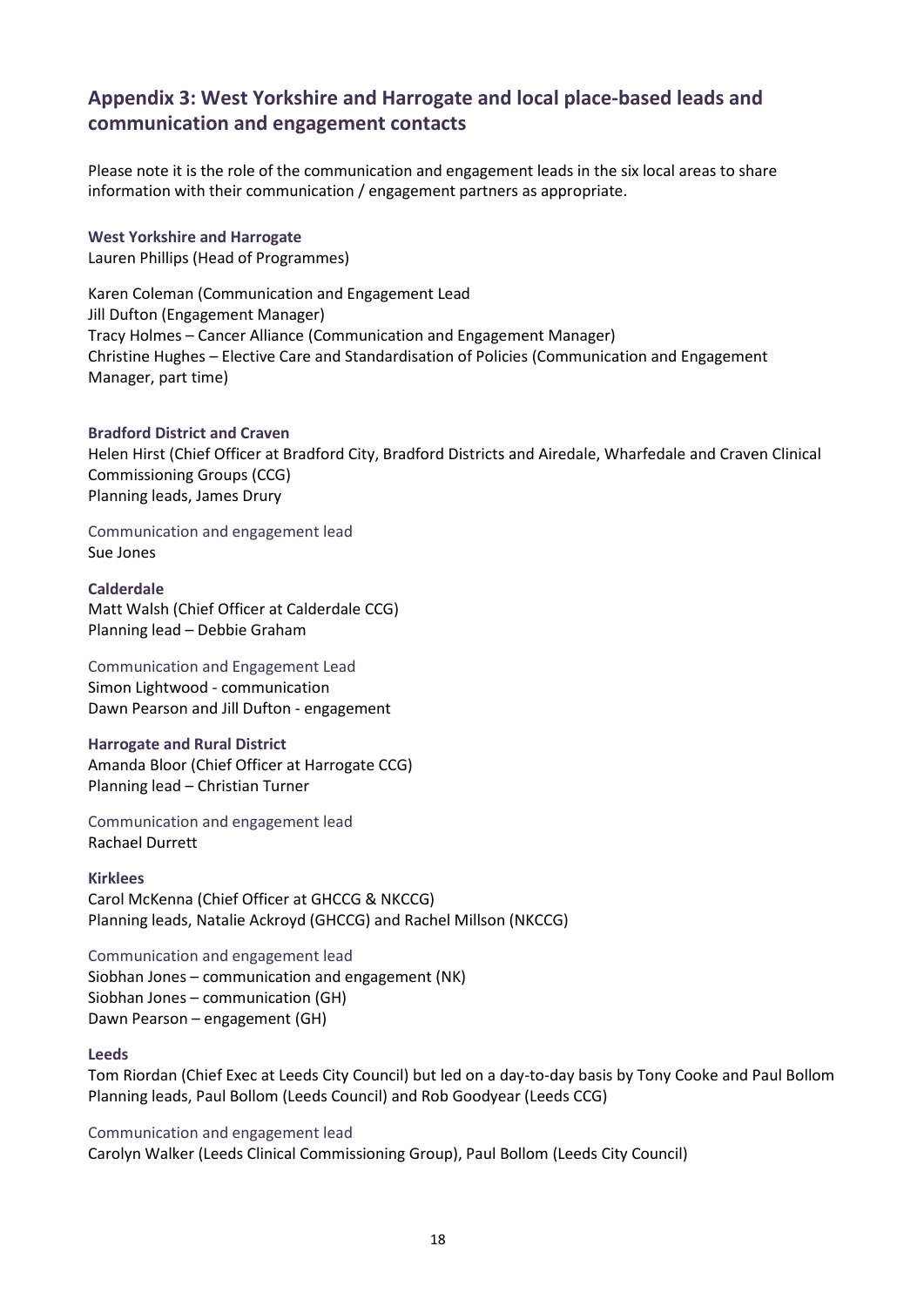## Appendix 3: West Yorkshire and Harrogate and local place-based leads and communication and engagement contacts

Please note it is the role of the communication and engagement leads in the six local areas to share information with their communication / engagement partners as appropriate.

**West Yorkshire and Harrogate**
Lauren Phillips (Head of Programmes)

Karen Coleman (Communication and Engagement Lead
Jill Dufton (Engagement Manager)
Tracy Holmes – Cancer Alliance (Communication and Engagement Manager)
Christine Hughes – Elective Care and Standardisation of Policies (Communication and Engagement Manager, part time)

**Bradford District and Craven**
Helen Hirst (Chief Officer at Bradford City, Bradford Districts and Airedale, Wharfedale and Craven Clinical Commissioning Groups (CCG)
Planning leads, James Drury

Communication and engagement lead
Sue Jones

**Calderdale**
Matt Walsh (Chief Officer at Calderdale CCG)
Planning lead – Debbie Graham

Communication and Engagement Lead
Simon Lightwood - communication
Dawn Pearson and Jill Dufton - engagement

**Harrogate and Rural District**
Amanda Bloor (Chief Officer at Harrogate CCG)
Planning lead – Christian Turner

Communication and engagement lead
Rachael Durrett

**Kirklees**
Carol McKenna (Chief Officer at GHCCG & NKCCG)
Planning leads, Natalie Ackroyd (GHCCG) and Rachel Millson (NKCCG)

Communication and engagement lead
Siobhan Jones – communication and engagement (NK)
Siobhan Jones – communication (GH)
Dawn Pearson – engagement (GH)

**Leeds**
Tom Riordan (Chief Exec at Leeds City Council) but led on a day-to-day basis by Tony Cooke and Paul Bollom
Planning leads, Paul Bollom (Leeds Council) and Rob Goodyear (Leeds CCG)

Communication and engagement lead
Carolyn Walker (Leeds Clinical Commissioning Group), Paul Bollom (Leeds City Council)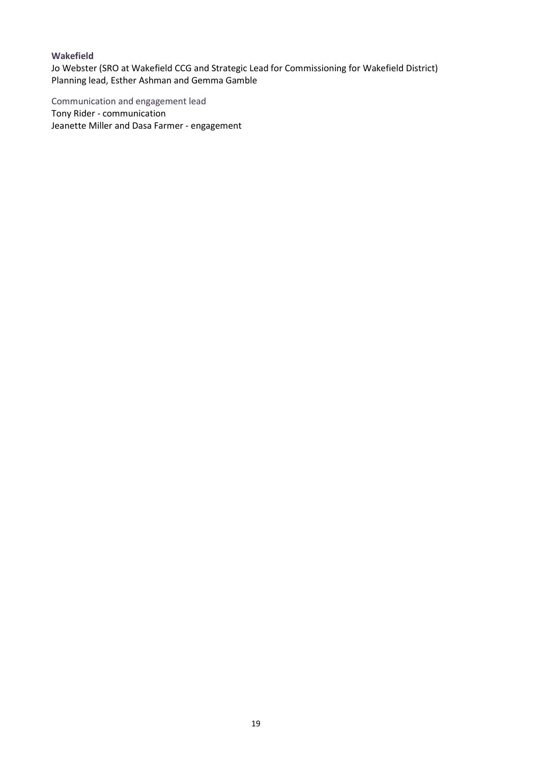**Wakefield**

Jo Webster (SRO at Wakefield CCG and Strategic Lead for Commissioning for Wakefield District)
Planning lead, Esther Ashman and Gemma Gamble

Communication and engagement lead

Tony Rider - communication
Jeanette Miller and Dasa Farmer - engagement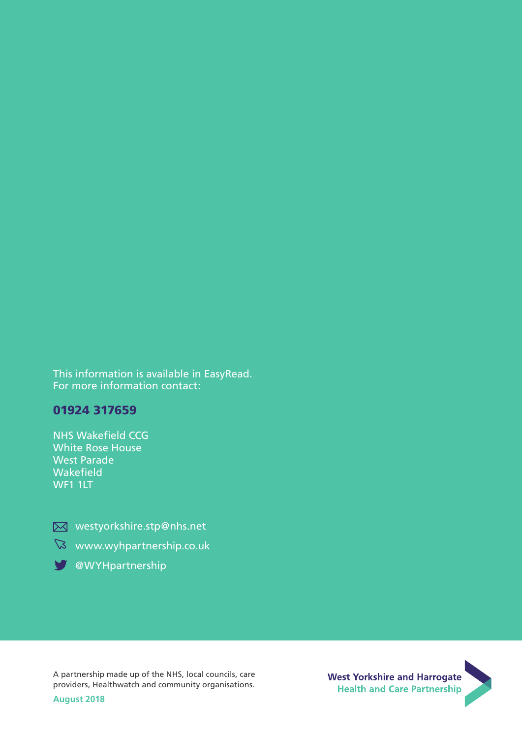This information is available in EasyRead.
For more information contact:

**01924 317659**

NHS Wakefield CCG
White Rose House
West Parade
Wakefield
WF1 1LT

westyorkshire.stp@nhs.net

www.wyhpartnership.co.uk

@WYHpartnership

A partnership made up of the NHS, local councils, care providers, Healthwatch and community organisations.

**August 2018**

**West Yorkshire and Harrogate**
**Health and Care Partnership**